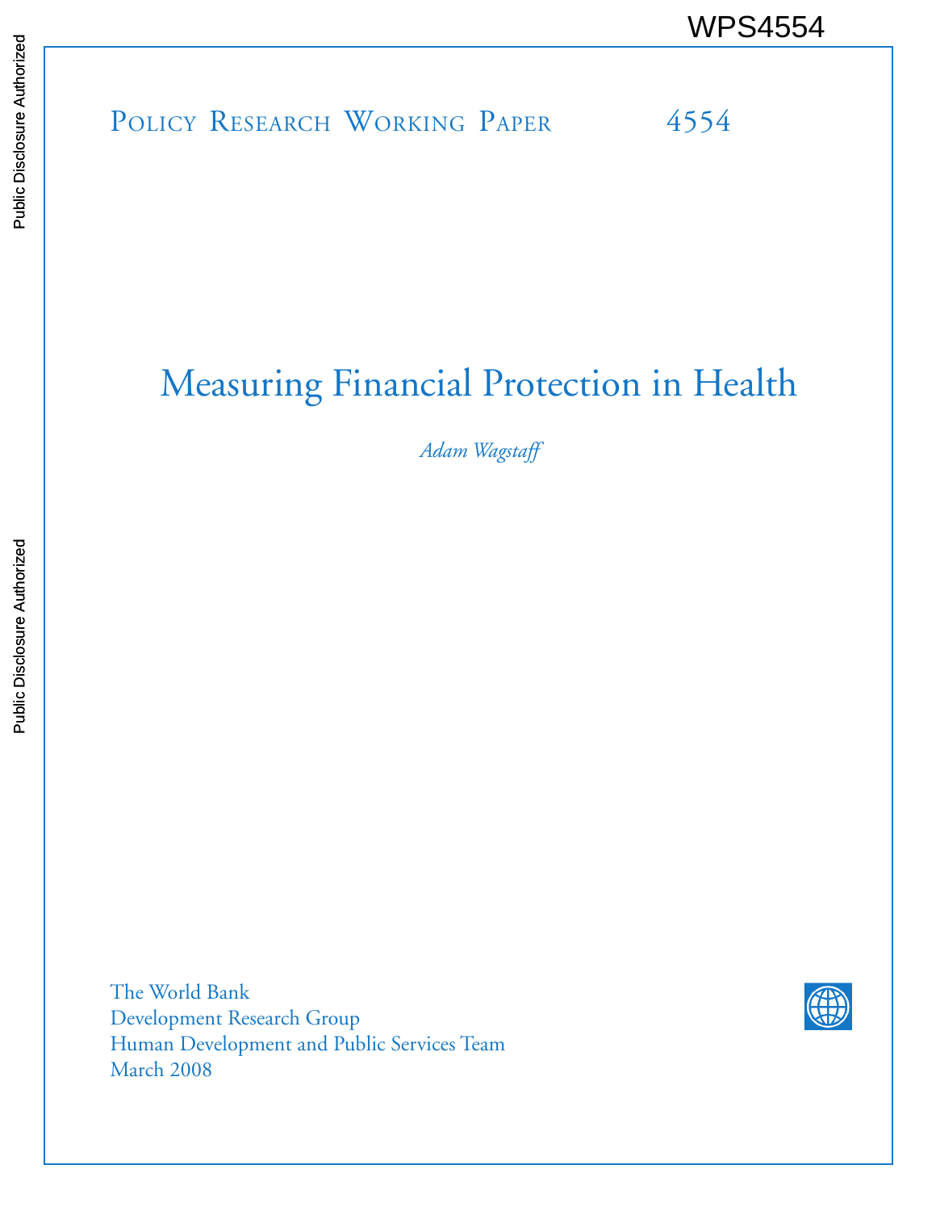WPS4554

Policy Research Working Paper 4554

# Measuring Financial Protection in Health

*Adam Wagstaff*

The World Bank
Development Research Group
Human Development and Public Services Team
March 2008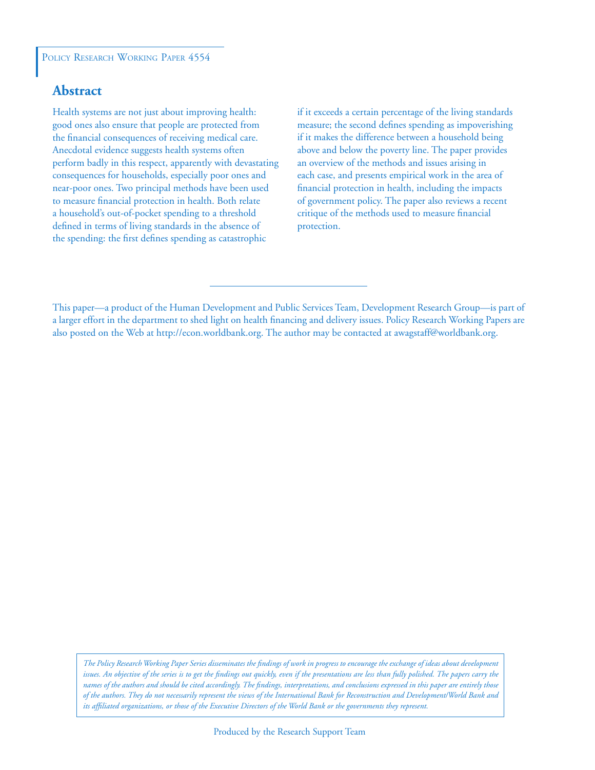Policy Research Working Paper 4554

## Abstract

Health systems are not just about improving health: good ones also ensure that people are protected from the financial consequences of receiving medical care. Anecdotal evidence suggests health systems often perform badly in this respect, apparently with devastating consequences for households, especially poor ones and near-poor ones. Two principal methods have been used to measure financial protection in health. Both relate a household's out-of-pocket spending to a threshold defined in terms of living standards in the absence of the spending: the first defines spending as catastrophic if it exceeds a certain percentage of the living standards measure; the second defines spending as impoverishing if it makes the difference between a household being above and below the poverty line. The paper provides an overview of the methods and issues arising in each case, and presents empirical work in the area of financial protection in health, including the impacts of government policy. The paper also reviews a recent critique of the methods used to measure financial protection.

This paper—a product of the Human Development and Public Services Team, Development Research Group—is part of a larger effort in the department to shed light on health financing and delivery issues. Policy Research Working Papers are also posted on the Web at http://econ.worldbank.org. The author may be contacted at awagstaff@worldbank.org.

*The Policy Research Working Paper Series disseminates the findings of work in progress to encourage the exchange of ideas about development issues. An objective of the series is to get the findings out quickly, even if the presentations are less than fully polished. The papers carry the names of the authors and should be cited accordingly. The findings, interpretations, and conclusions expressed in this paper are entirely those of the authors. They do not necessarily represent the views of the International Bank for Reconstruction and Development/World Bank and its affiliated organizations, or those of the Executive Directors of the World Bank or the governments they represent.*

Produced by the Research Support Team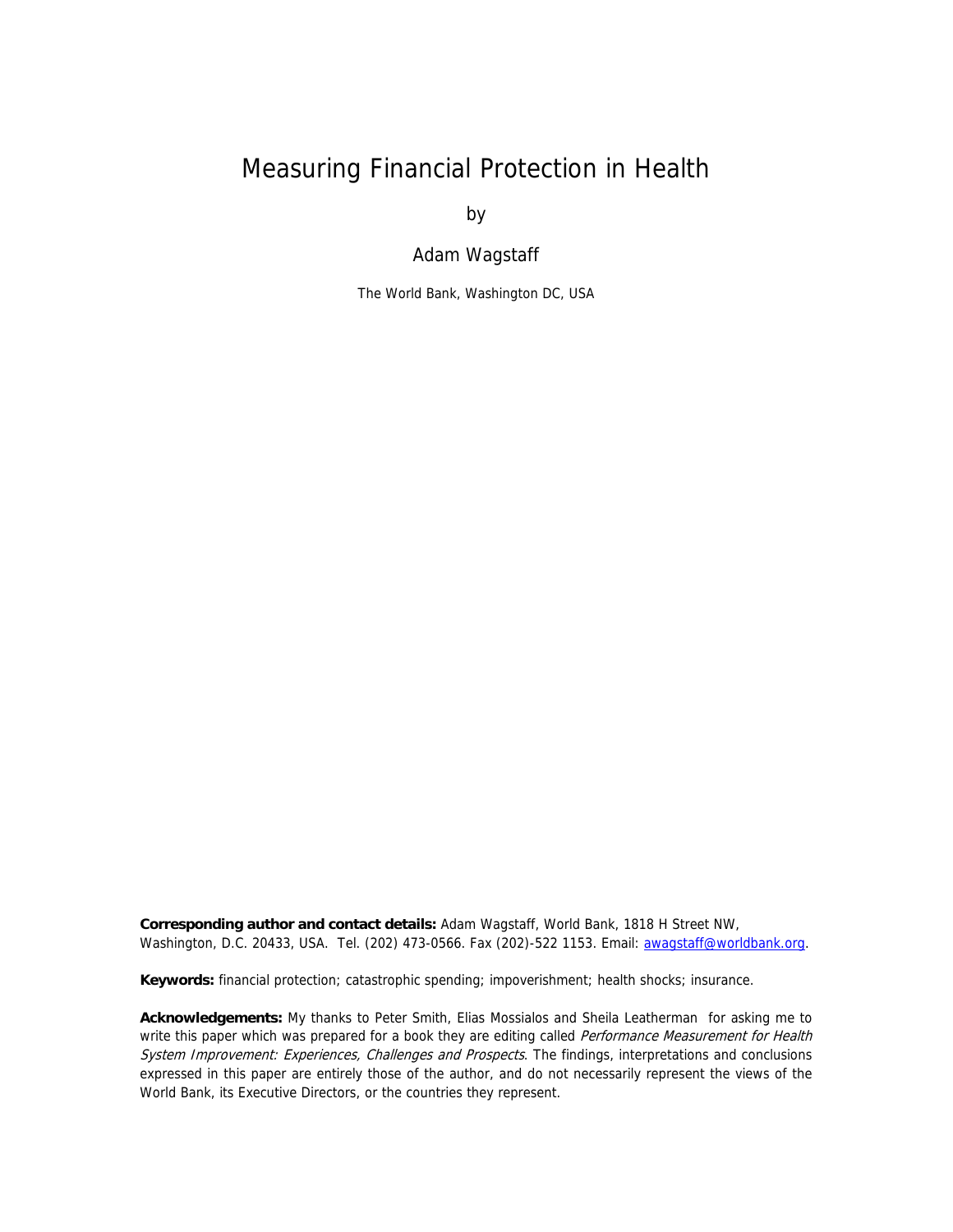# Measuring Financial Protection in Health

by

Adam Wagstaff

The World Bank, Washington DC, USA

**Corresponding author and contact details:** Adam Wagstaff, World Bank, 1818 H Street NW, Washington, D.C. 20433, USA. Tel. (202) 473-0566. Fax (202)-522 1153. Email: awagstaff@worldbank.org.

**Keywords:** financial protection; catastrophic spending; impoverishment; health shocks; insurance.

**Acknowledgements:** My thanks to Peter Smith, Elias Mossialos and Sheila Leatherman for asking me to write this paper which was prepared for a book they are editing called *Performance Measurement for Health System Improvement: Experiences, Challenges and Prospects*. The findings, interpretations and conclusions expressed in this paper are entirely those of the author, and do not necessarily represent the views of the World Bank, its Executive Directors, or the countries they represent.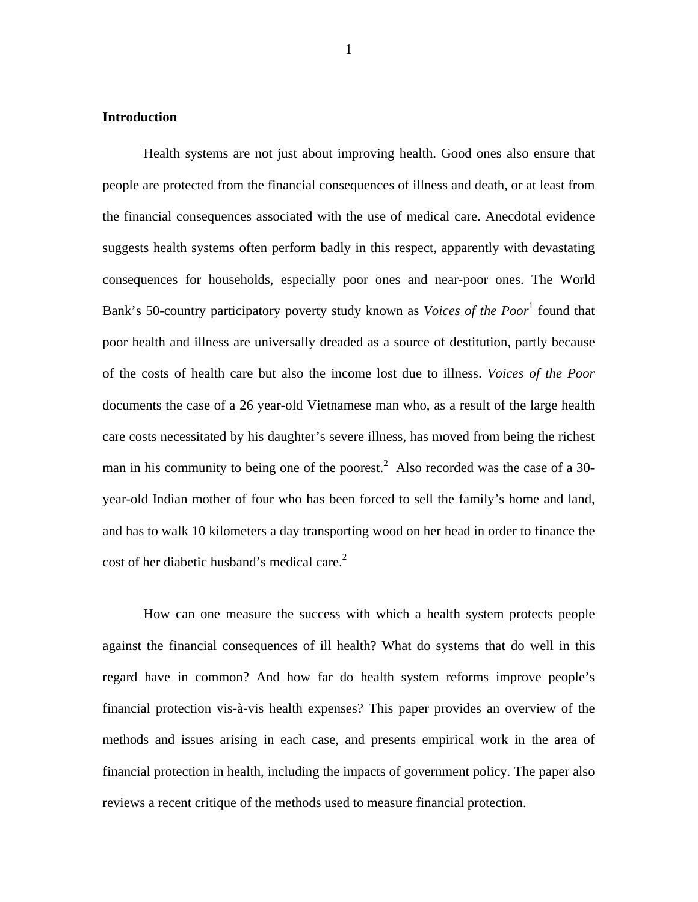## Introduction

Health systems are not just about improving health. Good ones also ensure that people are protected from the financial consequences of illness and death, or at least from the financial consequences associated with the use of medical care. Anecdotal evidence suggests health systems often perform badly in this respect, apparently with devastating consequences for households, especially poor ones and near-poor ones. The World Bank's 50-country participatory poverty study known as *Voices of the Poor*[1] found that poor health and illness are universally dreaded as a source of destitution, partly because of the costs of health care but also the income lost due to illness. *Voices of the Poor* documents the case of a 26 year-old Vietnamese man who, as a result of the large health care costs necessitated by his daughter's severe illness, has moved from being the richest man in his community to being one of the poorest.[2] Also recorded was the case of a 30-year-old Indian mother of four who has been forced to sell the family's home and land, and has to walk 10 kilometers a day transporting wood on her head in order to finance the cost of her diabetic husband's medical care.[2]

How can one measure the success with which a health system protects people against the financial consequences of ill health? What do systems that do well in this regard have in common? And how far do health system reforms improve people's financial protection vis-à-vis health expenses? This paper provides an overview of the methods and issues arising in each case, and presents empirical work in the area of financial protection in health, including the impacts of government policy. The paper also reviews a recent critique of the methods used to measure financial protection.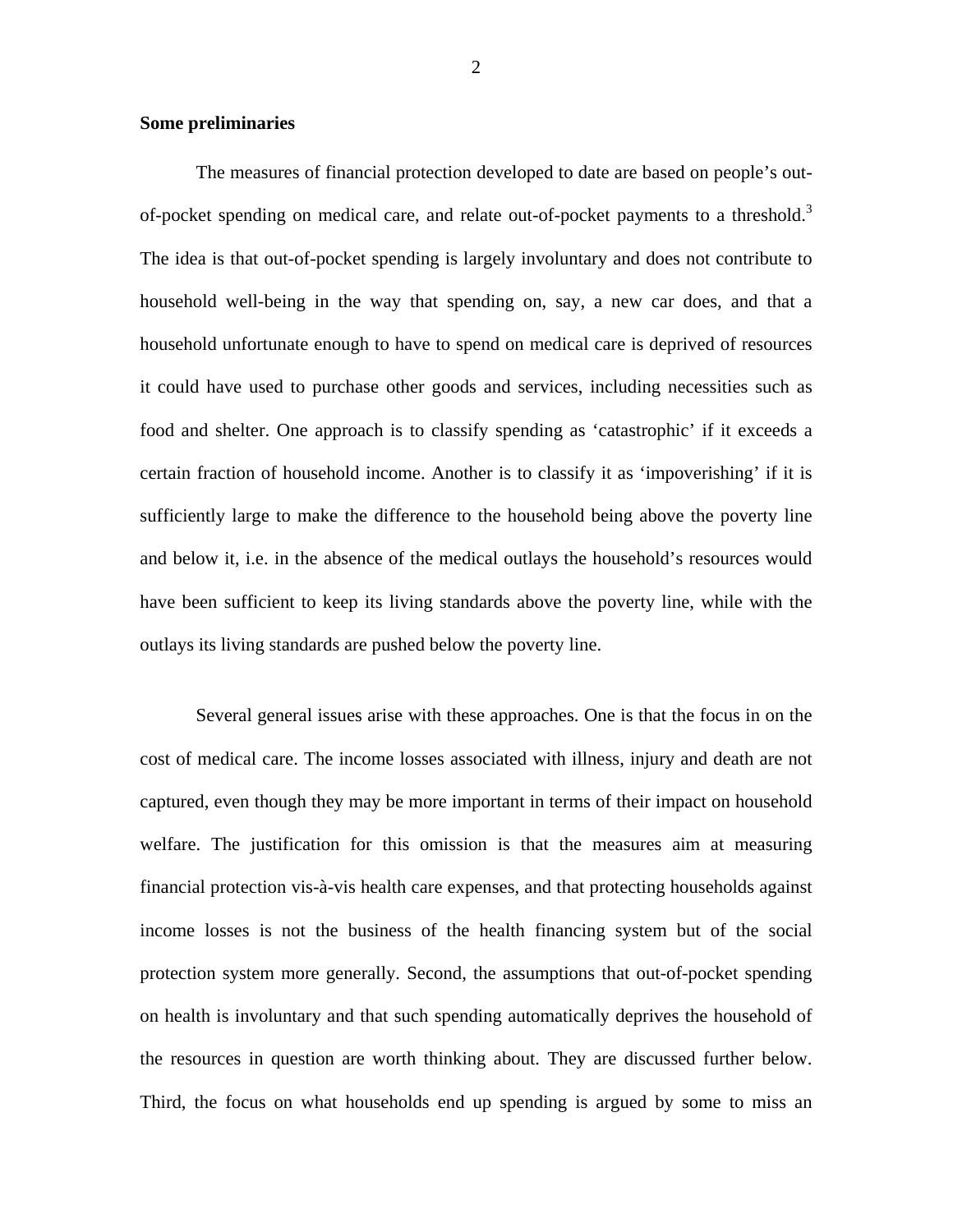**Some preliminaries**

The measures of financial protection developed to date are based on people's out-of-pocket spending on medical care, and relate out-of-pocket payments to a threshold.[3] The idea is that out-of-pocket spending is largely involuntary and does not contribute to household well-being in the way that spending on, say, a new car does, and that a household unfortunate enough to have to spend on medical care is deprived of resources it could have used to purchase other goods and services, including necessities such as food and shelter. One approach is to classify spending as 'catastrophic' if it exceeds a certain fraction of household income. Another is to classify it as 'impoverishing' if it is sufficiently large to make the difference to the household being above the poverty line and below it, i.e. in the absence of the medical outlays the household's resources would have been sufficient to keep its living standards above the poverty line, while with the outlays its living standards are pushed below the poverty line.

Several general issues arise with these approaches. One is that the focus in on the cost of medical care. The income losses associated with illness, injury and death are not captured, even though they may be more important in terms of their impact on household welfare. The justification for this omission is that the measures aim at measuring financial protection vis-à-vis health care expenses, and that protecting households against income losses is not the business of the health financing system but of the social protection system more generally. Second, the assumptions that out-of-pocket spending on health is involuntary and that such spending automatically deprives the household of the resources in question are worth thinking about. They are discussed further below. Third, the focus on what households end up spending is argued by some to miss an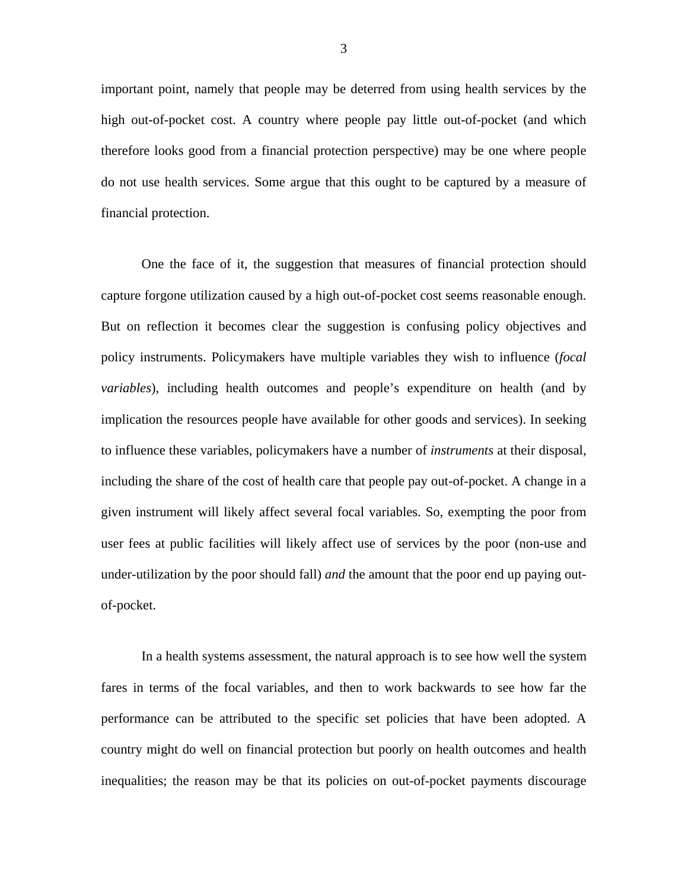important point, namely that people may be deterred from using health services by the high out-of-pocket cost. A country where people pay little out-of-pocket (and which therefore looks good from a financial protection perspective) may be one where people do not use health services. Some argue that this ought to be captured by a measure of financial protection.

One the face of it, the suggestion that measures of financial protection should capture forgone utilization caused by a high out-of-pocket cost seems reasonable enough. But on reflection it becomes clear the suggestion is confusing policy objectives and policy instruments. Policymakers have multiple variables they wish to influence (*focal variables*), including health outcomes and people's expenditure on health (and by implication the resources people have available for other goods and services). In seeking to influence these variables, policymakers have a number of *instruments* at their disposal, including the share of the cost of health care that people pay out-of-pocket. A change in a given instrument will likely affect several focal variables. So, exempting the poor from user fees at public facilities will likely affect use of services by the poor (non-use and under-utilization by the poor should fall) *and* the amount that the poor end up paying out-of-pocket.

In a health systems assessment, the natural approach is to see how well the system fares in terms of the focal variables, and then to work backwards to see how far the performance can be attributed to the specific set policies that have been adopted. A country might do well on financial protection but poorly on health outcomes and health inequalities; the reason may be that its policies on out-of-pocket payments discourage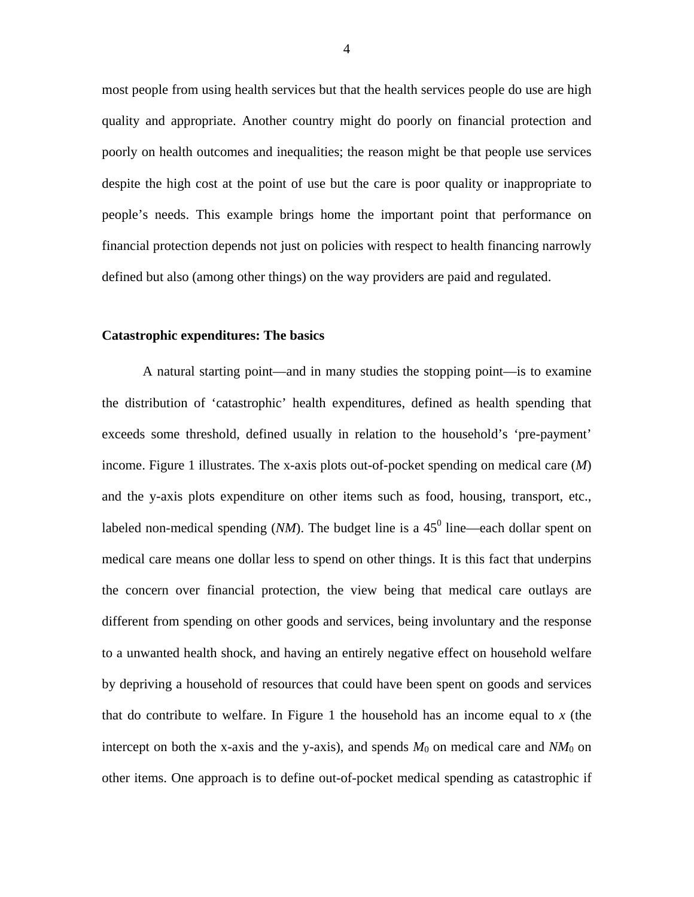most people from using health services but that the health services people do use are high quality and appropriate. Another country might do poorly on financial protection and poorly on health outcomes and inequalities; the reason might be that people use services despite the high cost at the point of use but the care is poor quality or inappropriate to people's needs. This example brings home the important point that performance on financial protection depends not just on policies with respect to health financing narrowly defined but also (among other things) on the way providers are paid and regulated.

**Catastrophic expenditures: The basics**

A natural starting point—and in many studies the stopping point—is to examine the distribution of 'catastrophic' health expenditures, defined as health spending that exceeds some threshold, defined usually in relation to the household's 'pre-payment' income. Figure 1 illustrates. The x-axis plots out-of-pocket spending on medical care (*M*) and the y-axis plots expenditure on other items such as food, housing, transport, etc., labeled non-medical spending (*NM*). The budget line is a $45^0$ line—each dollar spent on medical care means one dollar less to spend on other things. It is this fact that underpins the concern over financial protection, the view being that medical care outlays are different from spending on other goods and services, being involuntary and the response to a unwanted health shock, and having an entirely negative effect on household welfare by depriving a household of resources that could have been spent on goods and services that do contribute to welfare. In Figure 1 the household has an income equal to $x$ (the intercept on both the x-axis and the y-axis), and spends $M_0$ on medical care and $NM_0$ on other items. One approach is to define out-of-pocket medical spending as catastrophic if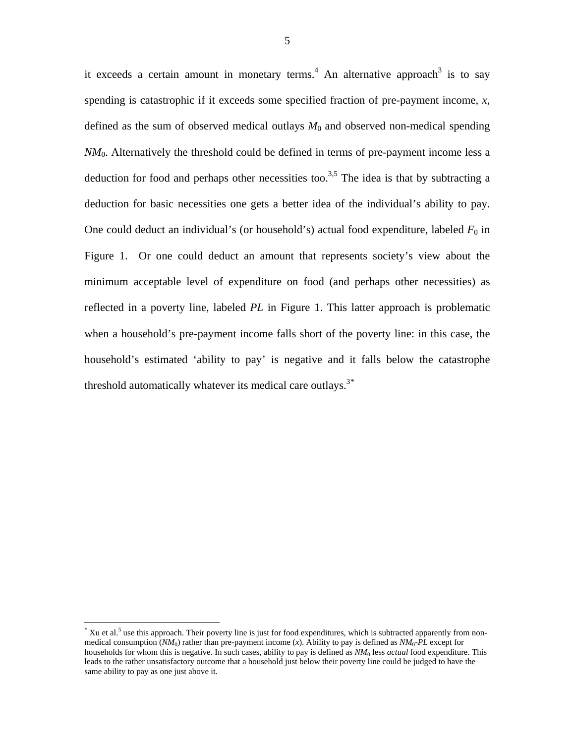it exceeds a certain amount in monetary terms.[4] An alternative approach[3] is to say spending is catastrophic if it exceeds some specified fraction of pre-payment income, $x$, defined as the sum of observed medical outlays $M_0$ and observed non-medical spending $NM_0$. Alternatively the threshold could be defined in terms of pre-payment income less a deduction for food and perhaps other necessities too.[3,5] The idea is that by subtracting a deduction for basic necessities one gets a better idea of the individual's ability to pay. One could deduct an individual's (or household's) actual food expenditure, labeled $F_0$ in Figure 1. Or one could deduct an amount that represents society's view about the minimum acceptable level of expenditure on food (and perhaps other necessities) as reflected in a poverty line, labeled *PL* in Figure 1. This latter approach is problematic when a household's pre-payment income falls short of the poverty line: in this case, the household's estimated 'ability to pay' is negative and it falls below the catastrophe threshold automatically whatever its medical care outlays.[3*]

---

[*] Xu et al.[5] use this approach. Their poverty line is just for food expenditures, which is subtracted apparently from non-medical consumption ($NM_0$) rather than pre-payment income ($x$). Ability to pay is defined as $NM_0$-$PL$ except for households for whom this is negative. In such cases, ability to pay is defined as $NM_0$ less *actual* food expenditure. This leads to the rather unsatisfactory outcome that a household just below their poverty line could be judged to have the same ability to pay as one just above it.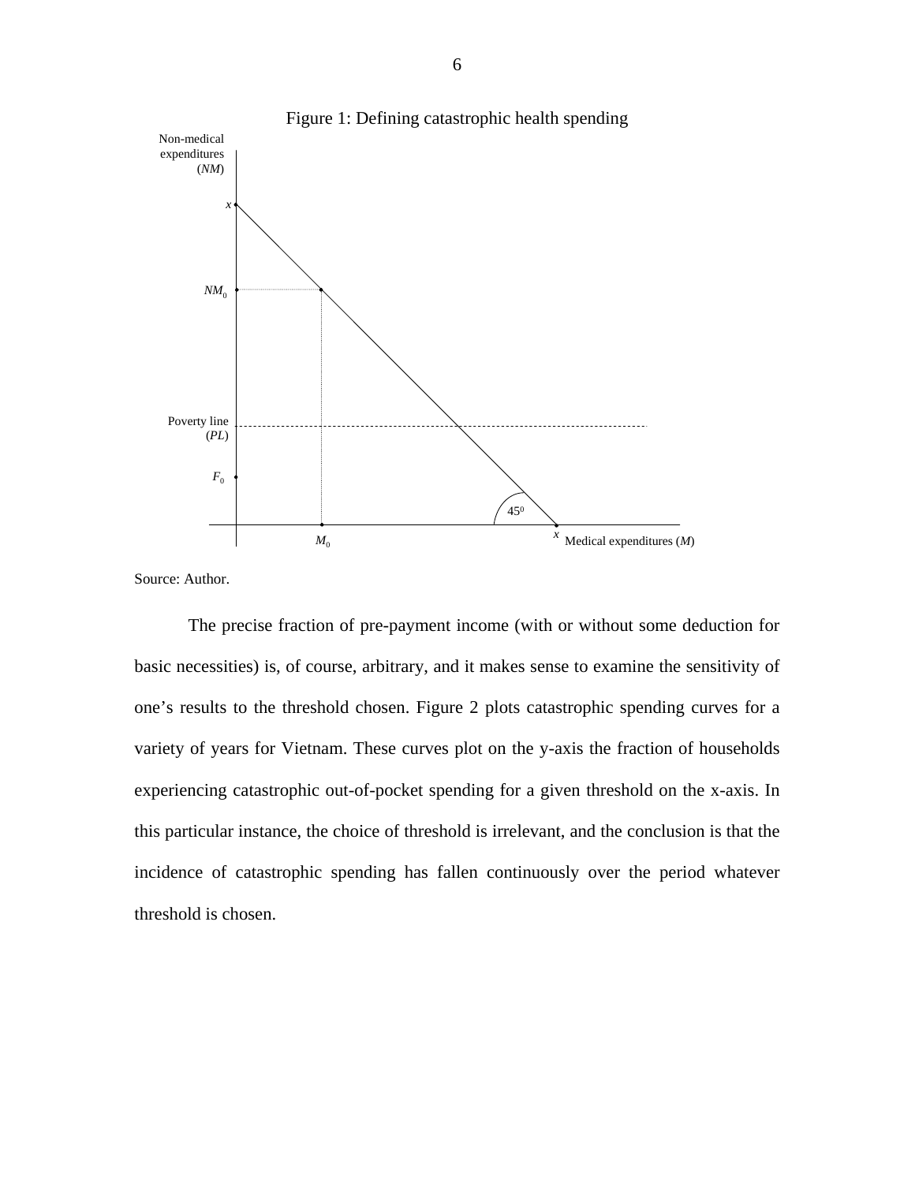Figure 1: Defining catastrophic health spending

Source: Author.

The precise fraction of pre-payment income (with or without some deduction for basic necessities) is, of course, arbitrary, and it makes sense to examine the sensitivity of one's results to the threshold chosen. Figure 2 plots catastrophic spending curves for a variety of years for Vietnam. These curves plot on the y-axis the fraction of households experiencing catastrophic out-of-pocket spending for a given threshold on the x-axis. In this particular instance, the choice of threshold is irrelevant, and the conclusion is that the incidence of catastrophic spending has fallen continuously over the period whatever threshold is chosen.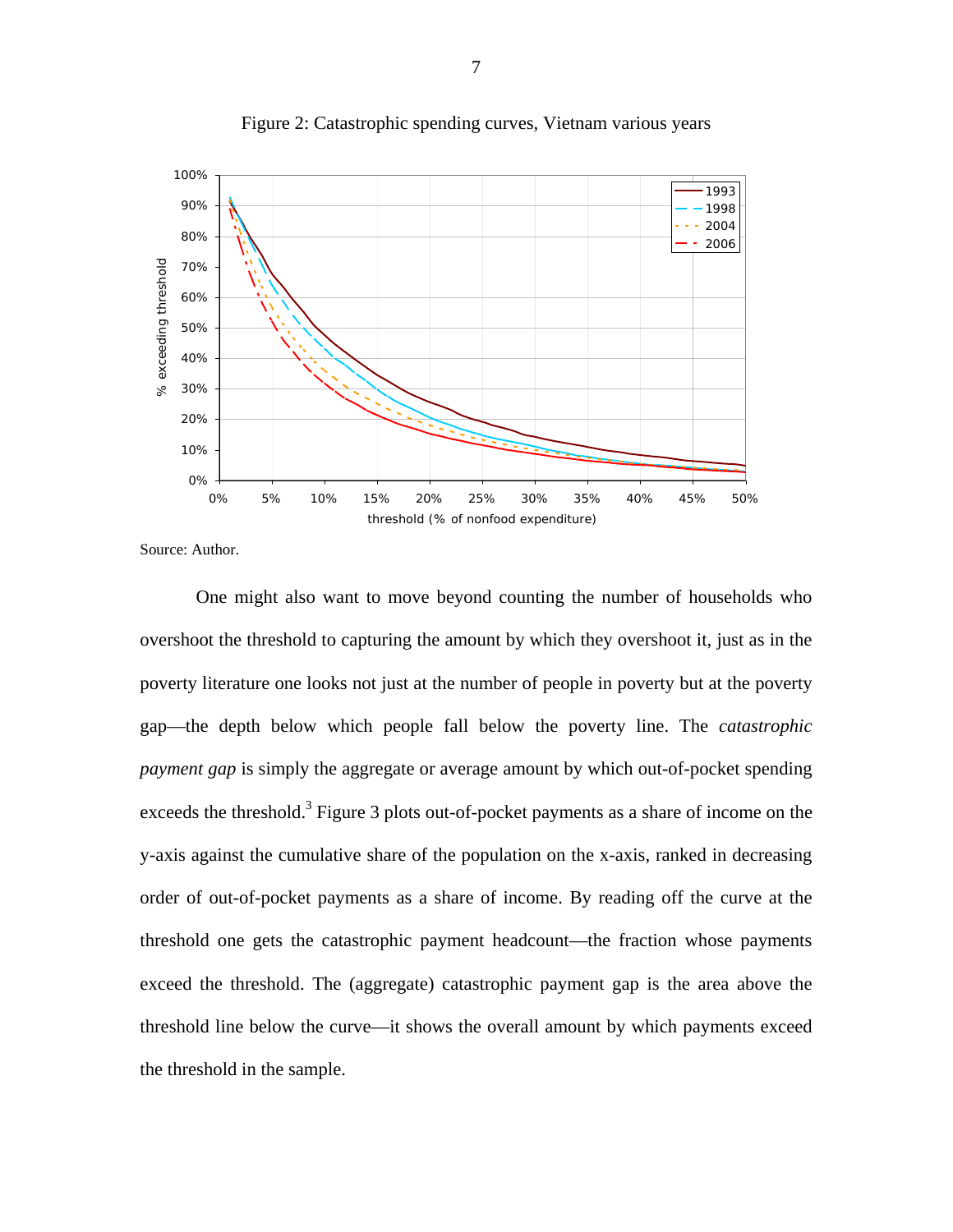Figure 2: Catastrophic spending curves, Vietnam various years

Source: Author.

One might also want to move beyond counting the number of households who overshoot the threshold to capturing the amount by which they overshoot it, just as in the poverty literature one looks not just at the number of people in poverty but at the poverty gap—the depth below which people fall below the poverty line. The *catastrophic payment gap* is simply the aggregate or average amount by which out-of-pocket spending exceeds the threshold.[3] Figure 3 plots out-of-pocket payments as a share of income on the y-axis against the cumulative share of the population on the x-axis, ranked in decreasing order of out-of-pocket payments as a share of income. By reading off the curve at the threshold one gets the catastrophic payment headcount—the fraction whose payments exceed the threshold. The (aggregate) catastrophic payment gap is the area above the threshold line below the curve—it shows the overall amount by which payments exceed the threshold in the sample.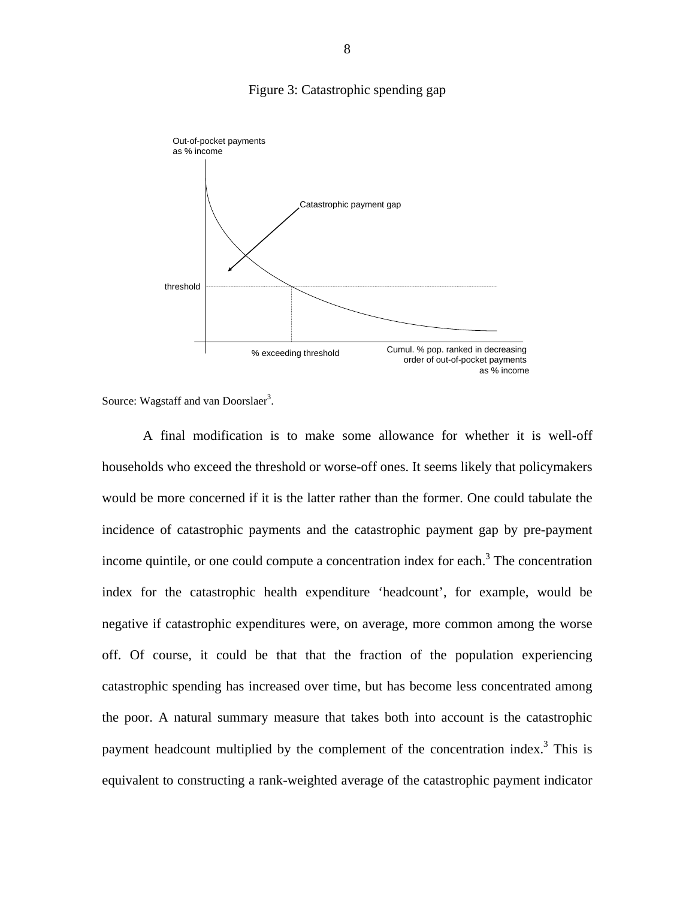Figure 3: Catastrophic spending gap

Out-of-pocket payments as % income

Catastrophic payment gap

threshold

% exceeding threshold

Cumul. % pop. ranked in decreasing order of out-of-pocket payments as % income

Source: Wagstaff and van Doorslaer[3].

A final modification is to make some allowance for whether it is well-off households who exceed the threshold or worse-off ones. It seems likely that policymakers would be more concerned if it is the latter rather than the former. One could tabulate the incidence of catastrophic payments and the catastrophic payment gap by pre-payment income quintile, or one could compute a concentration index for each.[3] The concentration index for the catastrophic health expenditure 'headcount', for example, would be negative if catastrophic expenditures were, on average, more common among the worse off. Of course, it could be that that the fraction of the population experiencing catastrophic spending has increased over time, but has become less concentrated among the poor. A natural summary measure that takes both into account is the catastrophic payment headcount multiplied by the complement of the concentration index.[3] This is equivalent to constructing a rank-weighted average of the catastrophic payment indicator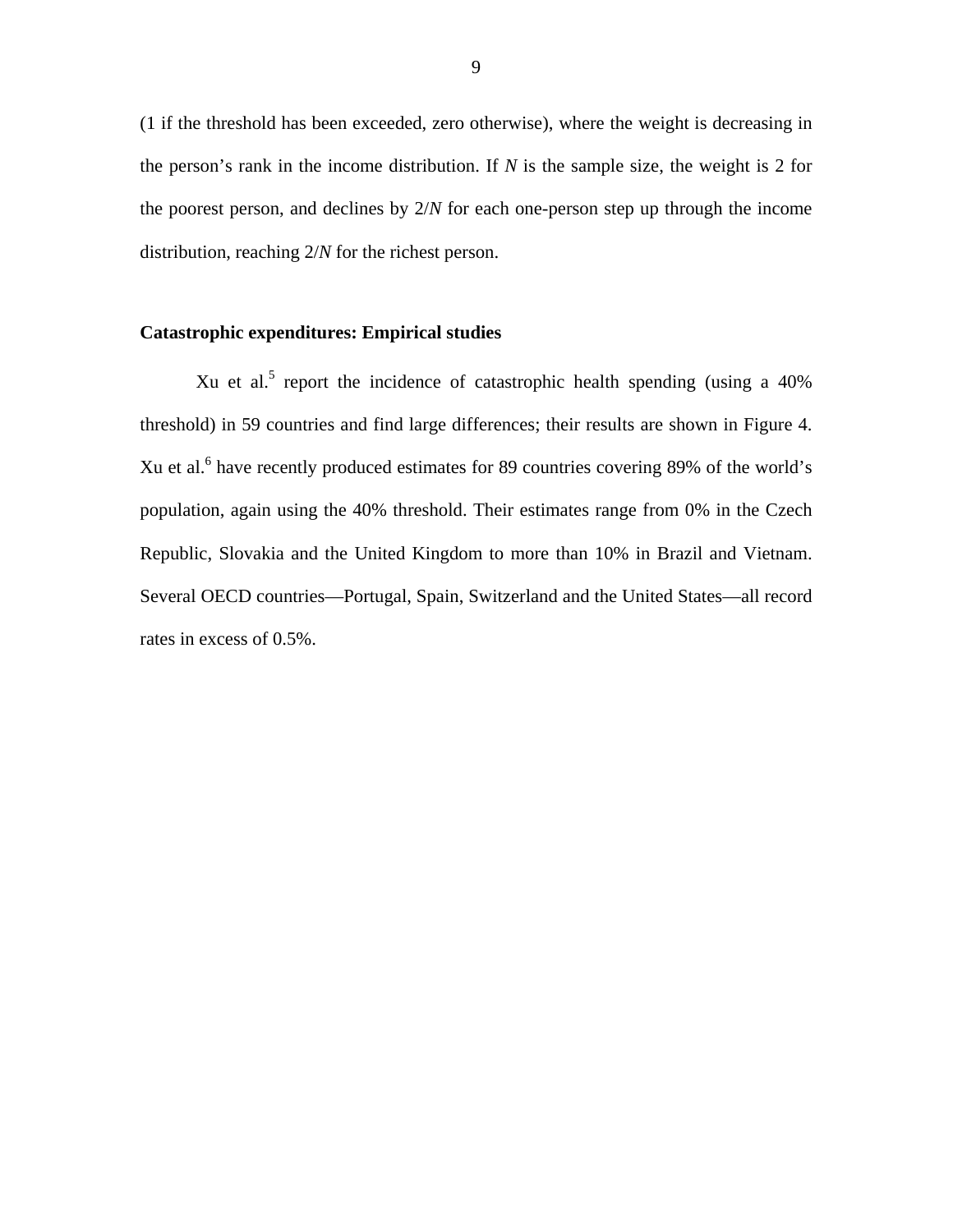(1 if the threshold has been exceeded, zero otherwise), where the weight is decreasing in the person's rank in the income distribution. If $N$ is the sample size, the weight is 2 for the poorest person, and declines by $2/N$ for each one-person step up through the income distribution, reaching $2/N$ for the richest person.

**Catastrophic expenditures: Empirical studies**

Xu et al.[5] report the incidence of catastrophic health spending (using a 40% threshold) in 59 countries and find large differences; their results are shown in Figure 4. Xu et al.[6] have recently produced estimates for 89 countries covering 89% of the world's population, again using the 40% threshold. Their estimates range from 0% in the Czech Republic, Slovakia and the United Kingdom to more than 10% in Brazil and Vietnam. Several OECD countries—Portugal, Spain, Switzerland and the United States—all record rates in excess of 0.5%.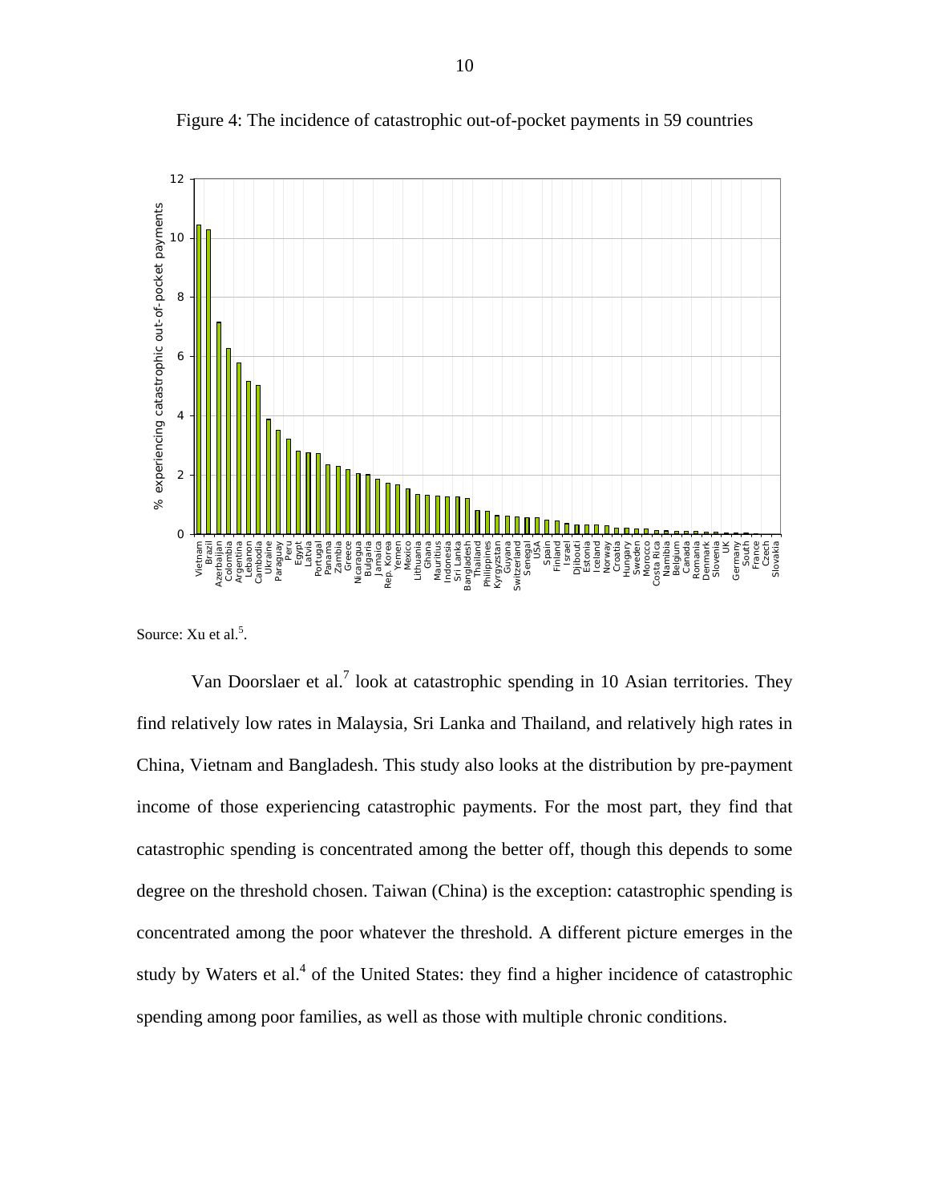Figure 4: The incidence of catastrophic out-of-pocket payments in 59 countries

Source: Xu et al.[5].

Van Doorslaer et al.[7] look at catastrophic spending in 10 Asian territories. They find relatively low rates in Malaysia, Sri Lanka and Thailand, and relatively high rates in China, Vietnam and Bangladesh. This study also looks at the distribution by pre-payment income of those experiencing catastrophic payments. For the most part, they find that catastrophic spending is concentrated among the better off, though this depends to some degree on the threshold chosen. Taiwan (China) is the exception: catastrophic spending is concentrated among the poor whatever the threshold. A different picture emerges in the study by Waters et al.[4] of the United States: they find a higher incidence of catastrophic spending among poor families, as well as those with multiple chronic conditions.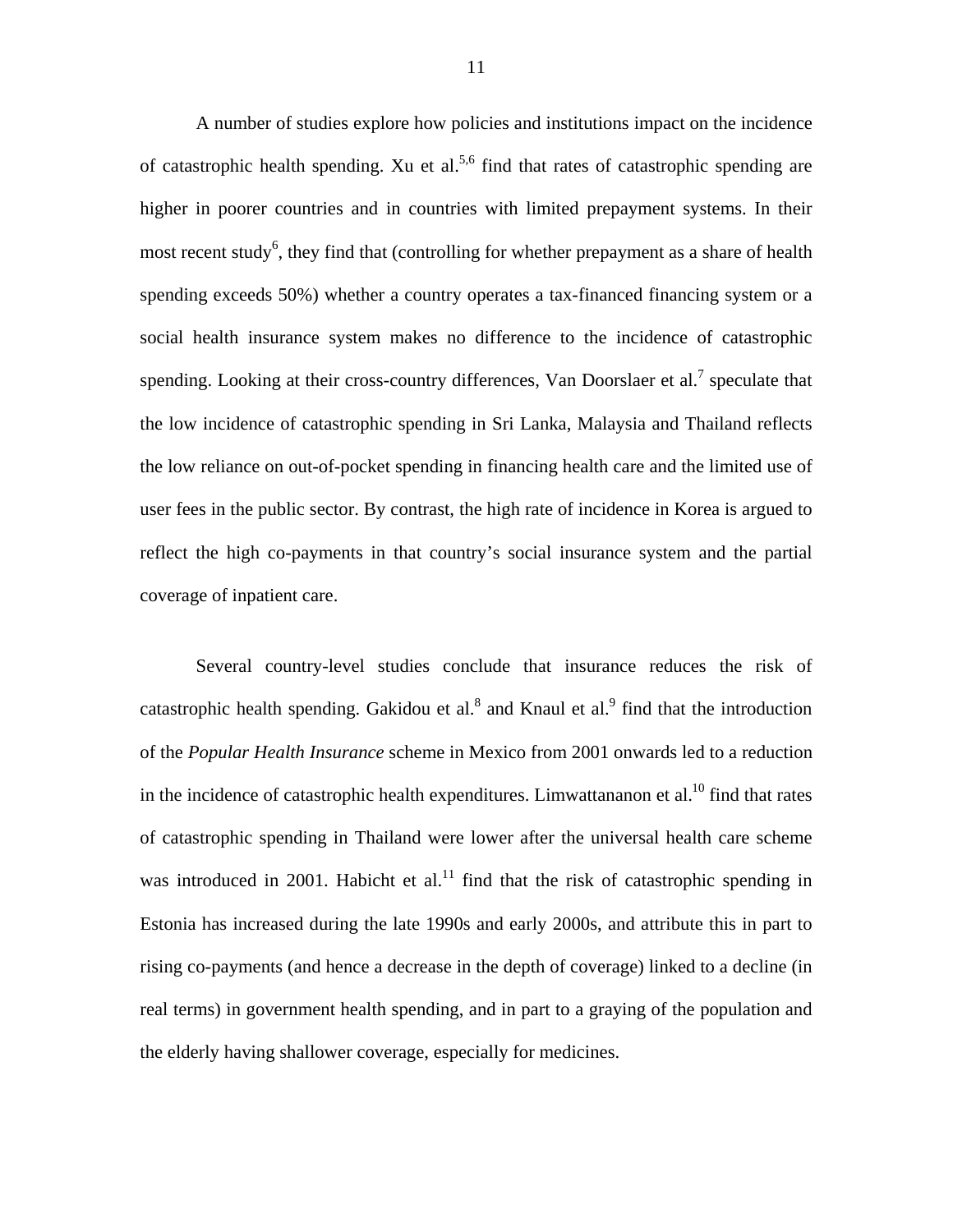A number of studies explore how policies and institutions impact on the incidence of catastrophic health spending. Xu et al.[5,6] find that rates of catastrophic spending are higher in poorer countries and in countries with limited prepayment systems. In their most recent study[6], they find that (controlling for whether prepayment as a share of health spending exceeds 50%) whether a country operates a tax-financed financing system or a social health insurance system makes no difference to the incidence of catastrophic spending. Looking at their cross-country differences, Van Doorslaer et al.[7] speculate that the low incidence of catastrophic spending in Sri Lanka, Malaysia and Thailand reflects the low reliance on out-of-pocket spending in financing health care and the limited use of user fees in the public sector. By contrast, the high rate of incidence in Korea is argued to reflect the high co-payments in that country's social insurance system and the partial coverage of inpatient care.

Several country-level studies conclude that insurance reduces the risk of catastrophic health spending. Gakidou et al.[8] and Knaul et al.[9] find that the introduction of the *Popular Health Insurance* scheme in Mexico from 2001 onwards led to a reduction in the incidence of catastrophic health expenditures. Limwattananon et al.[10] find that rates of catastrophic spending in Thailand were lower after the universal health care scheme was introduced in 2001. Habicht et al.[11] find that the risk of catastrophic spending in Estonia has increased during the late 1990s and early 2000s, and attribute this in part to rising co-payments (and hence a decrease in the depth of coverage) linked to a decline (in real terms) in government health spending, and in part to a graying of the population and the elderly having shallower coverage, especially for medicines.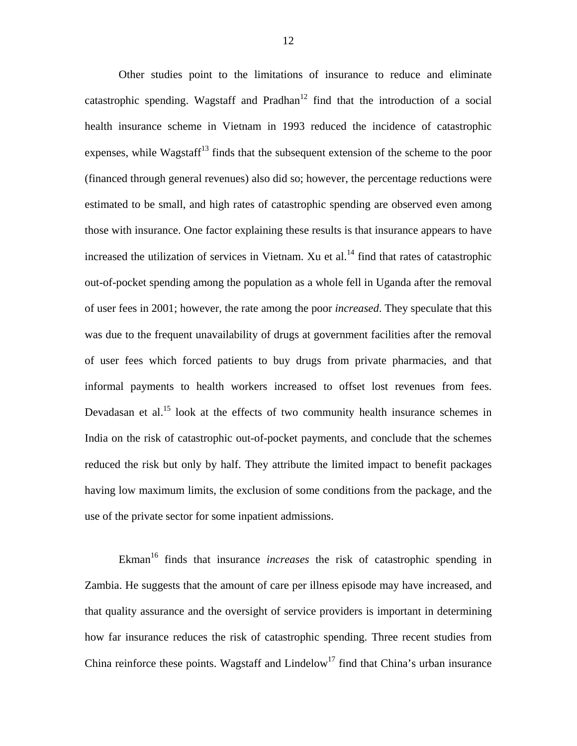Other studies point to the limitations of insurance to reduce and eliminate catastrophic spending. Wagstaff and Pradhan[12] find that the introduction of a social health insurance scheme in Vietnam in 1993 reduced the incidence of catastrophic expenses, while Wagstaff[13] finds that the subsequent extension of the scheme to the poor (financed through general revenues) also did so; however, the percentage reductions were estimated to be small, and high rates of catastrophic spending are observed even among those with insurance. One factor explaining these results is that insurance appears to have increased the utilization of services in Vietnam. Xu et al.[14] find that rates of catastrophic out-of-pocket spending among the population as a whole fell in Uganda after the removal of user fees in 2001; however, the rate among the poor *increased*. They speculate that this was due to the frequent unavailability of drugs at government facilities after the removal of user fees which forced patients to buy drugs from private pharmacies, and that informal payments to health workers increased to offset lost revenues from fees. Devadasan et al.[15] look at the effects of two community health insurance schemes in India on the risk of catastrophic out-of-pocket payments, and conclude that the schemes reduced the risk but only by half. They attribute the limited impact to benefit packages having low maximum limits, the exclusion of some conditions from the package, and the use of the private sector for some inpatient admissions.

Ekman[16] finds that insurance *increases* the risk of catastrophic spending in Zambia. He suggests that the amount of care per illness episode may have increased, and that quality assurance and the oversight of service providers is important in determining how far insurance reduces the risk of catastrophic spending. Three recent studies from China reinforce these points. Wagstaff and Lindelow[17] find that China's urban insurance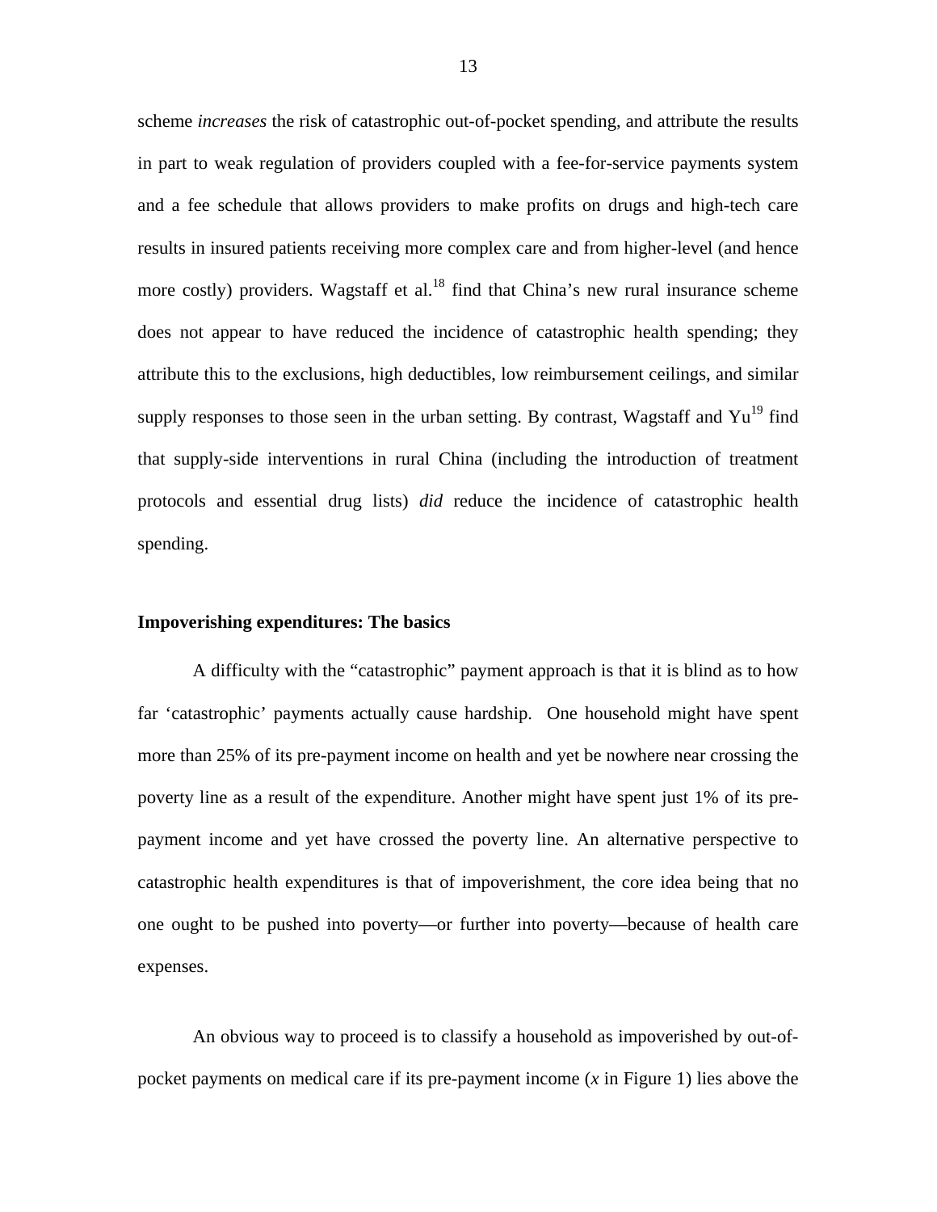scheme *increases* the risk of catastrophic out-of-pocket spending, and attribute the results in part to weak regulation of providers coupled with a fee-for-service payments system and a fee schedule that allows providers to make profits on drugs and high-tech care results in insured patients receiving more complex care and from higher-level (and hence more costly) providers. Wagstaff et al.[18] find that China's new rural insurance scheme does not appear to have reduced the incidence of catastrophic health spending; they attribute this to the exclusions, high deductibles, low reimbursement ceilings, and similar supply responses to those seen in the urban setting. By contrast, Wagstaff and Yu[19] find that supply-side interventions in rural China (including the introduction of treatment protocols and essential drug lists) *did* reduce the incidence of catastrophic health spending.

**Impoverishing expenditures: The basics**

A difficulty with the "catastrophic" payment approach is that it is blind as to how far 'catastrophic' payments actually cause hardship. One household might have spent more than 25% of its pre-payment income on health and yet be nowhere near crossing the poverty line as a result of the expenditure. Another might have spent just 1% of its pre-payment income and yet have crossed the poverty line. An alternative perspective to catastrophic health expenditures is that of impoverishment, the core idea being that no one ought to be pushed into poverty—or further into poverty—because of health care expenses.

An obvious way to proceed is to classify a household as impoverished by out-of-pocket payments on medical care if its pre-payment income ($x$ in Figure 1) lies above the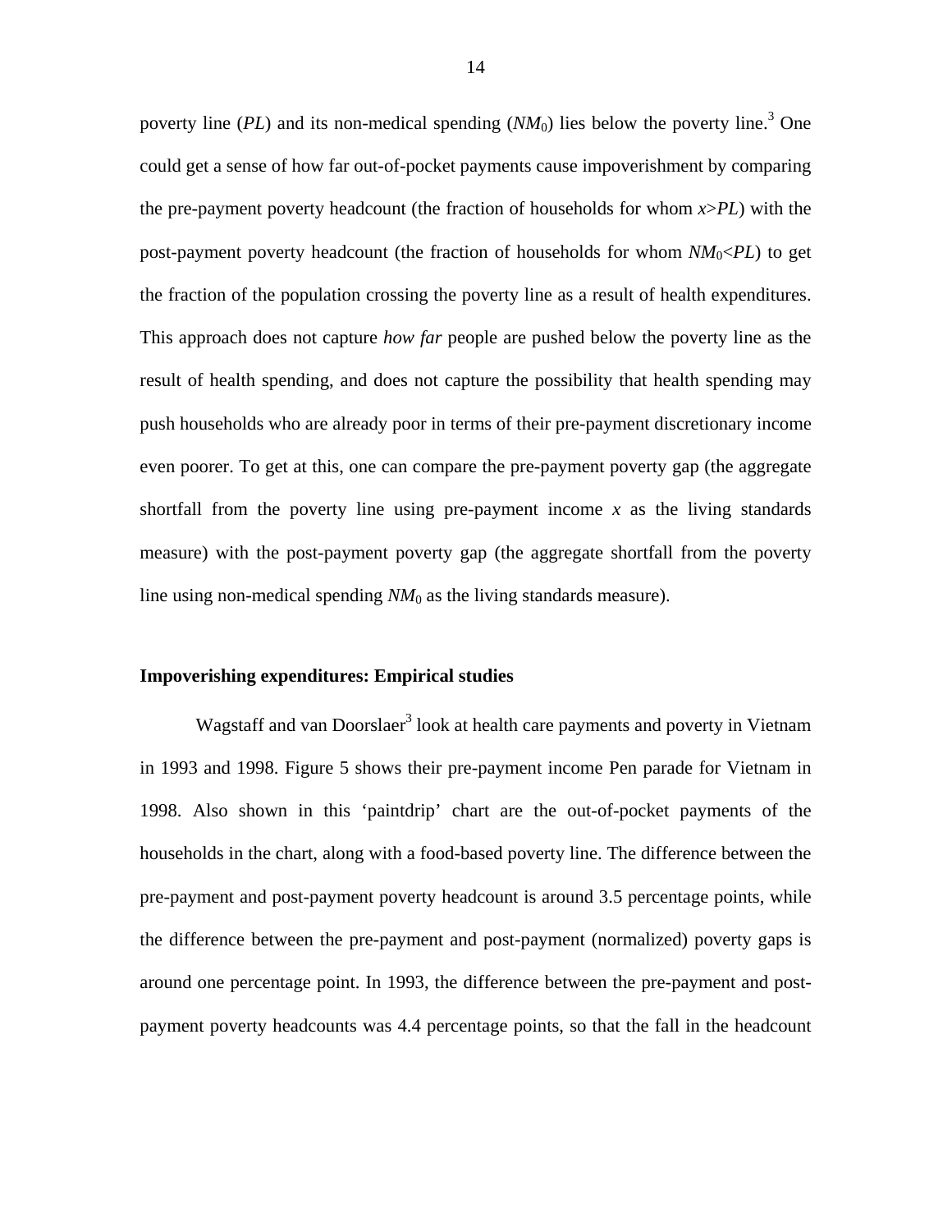poverty line ($PL$) and its non-medical spending ($NM_0$) lies below the poverty line.[3] One could get a sense of how far out-of-pocket payments cause impoverishment by comparing the pre-payment poverty headcount (the fraction of households for whom $x>PL$) with the post-payment poverty headcount (the fraction of households for whom $NM_0<PL$) to get the fraction of the population crossing the poverty line as a result of health expenditures. This approach does not capture *how far* people are pushed below the poverty line as the result of health spending, and does not capture the possibility that health spending may push households who are already poor in terms of their pre-payment discretionary income even poorer. To get at this, one can compare the pre-payment poverty gap (the aggregate shortfall from the poverty line using pre-payment income $x$ as the living standards measure) with the post-payment poverty gap (the aggregate shortfall from the poverty line using non-medical spending $NM_0$ as the living standards measure).

**Impoverishing expenditures: Empirical studies**

Wagstaff and van Doorslaer[3] look at health care payments and poverty in Vietnam in 1993 and 1998. Figure 5 shows their pre-payment income Pen parade for Vietnam in 1998. Also shown in this 'paintdrip' chart are the out-of-pocket payments of the households in the chart, along with a food-based poverty line. The difference between the pre-payment and post-payment poverty headcount is around 3.5 percentage points, while the difference between the pre-payment and post-payment (normalized) poverty gaps is around one percentage point. In 1993, the difference between the pre-payment and post-payment poverty headcounts was 4.4 percentage points, so that the fall in the headcount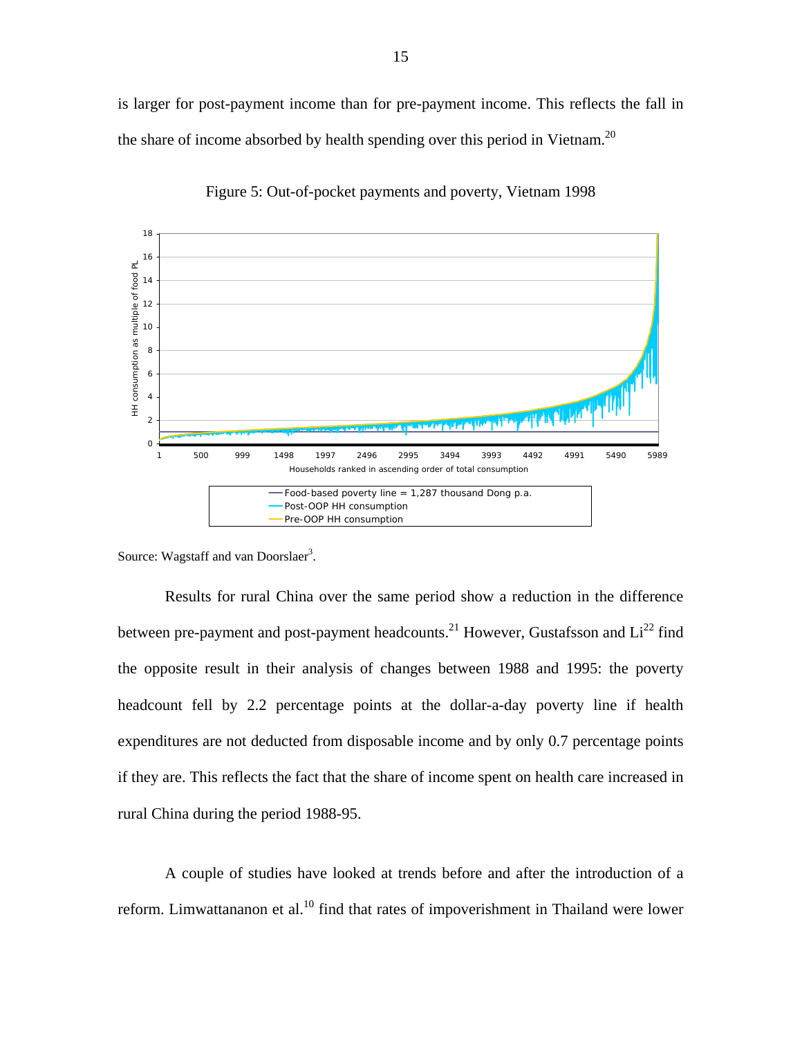is larger for post-payment income than for pre-payment income. This reflects the fall in the share of income absorbed by health spending over this period in Vietnam.[20]

Figure 5: Out-of-pocket payments and poverty, Vietnam 1998

Source: Wagstaff and van Doorslaer[3].

Results for rural China over the same period show a reduction in the difference between pre-payment and post-payment headcounts.[21] However, Gustafsson and Li[22] find the opposite result in their analysis of changes between 1988 and 1995: the poverty headcount fell by 2.2 percentage points at the dollar-a-day poverty line if health expenditures are not deducted from disposable income and by only 0.7 percentage points if they are. This reflects the fact that the share of income spent on health care increased in rural China during the period 1988-95.

A couple of studies have looked at trends before and after the introduction of a reform. Limwattananon et al.[10] find that rates of impoverishment in Thailand were lower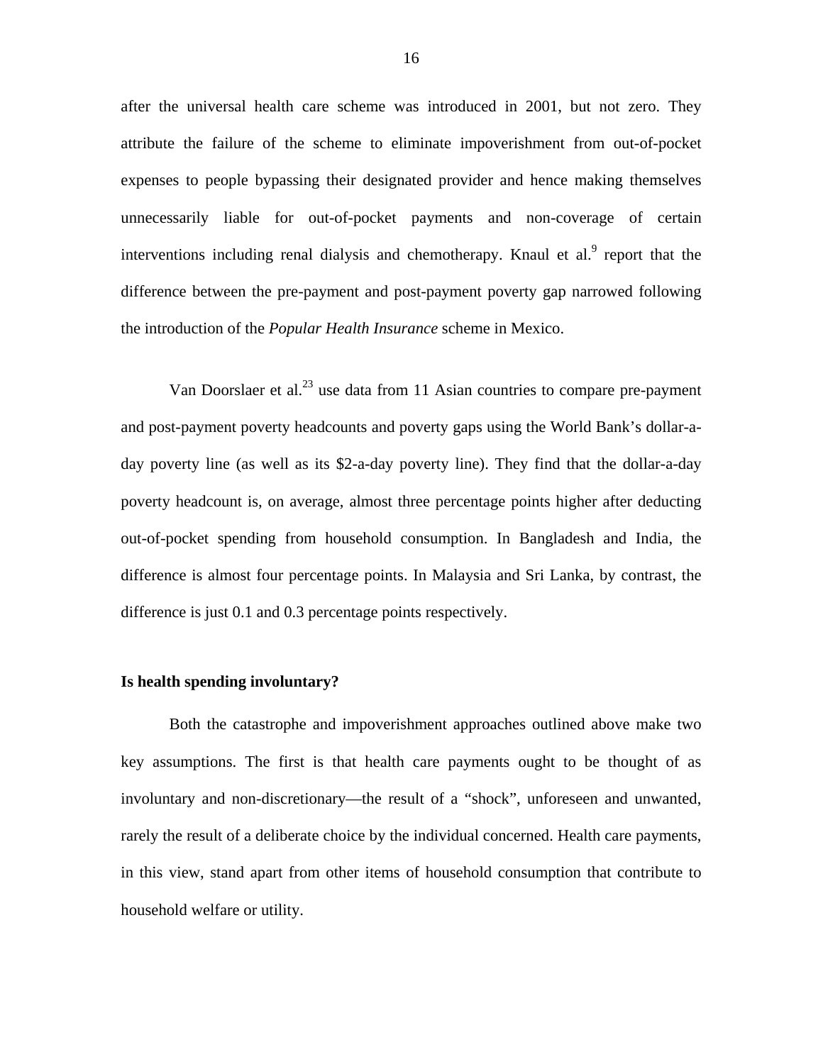after the universal health care scheme was introduced in 2001, but not zero. They attribute the failure of the scheme to eliminate impoverishment from out-of-pocket expenses to people bypassing their designated provider and hence making themselves unnecessarily liable for out-of-pocket payments and non-coverage of certain interventions including renal dialysis and chemotherapy. Knaul et al.[9] report that the difference between the pre-payment and post-payment poverty gap narrowed following the introduction of the *Popular Health Insurance* scheme in Mexico.

Van Doorslaer et al.[23] use data from 11 Asian countries to compare pre-payment and post-payment poverty headcounts and poverty gaps using the World Bank's dollar-a-day poverty line (as well as its $2-a-day poverty line). They find that the dollar-a-day poverty headcount is, on average, almost three percentage points higher after deducting out-of-pocket spending from household consumption. In Bangladesh and India, the difference is almost four percentage points. In Malaysia and Sri Lanka, by contrast, the difference is just 0.1 and 0.3 percentage points respectively.

**Is health spending involuntary?**

Both the catastrophe and impoverishment approaches outlined above make two key assumptions. The first is that health care payments ought to be thought of as involuntary and non-discretionary—the result of a "shock", unforeseen and unwanted, rarely the result of a deliberate choice by the individual concerned. Health care payments, in this view, stand apart from other items of household consumption that contribute to household welfare or utility.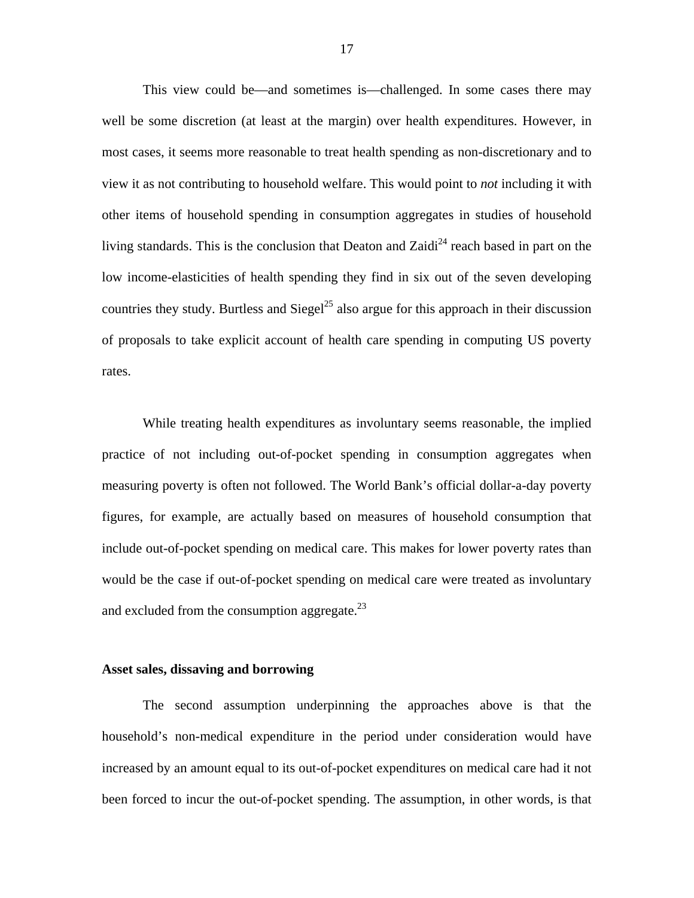This view could be—and sometimes is—challenged. In some cases there may well be some discretion (at least at the margin) over health expenditures. However, in most cases, it seems more reasonable to treat health spending as non-discretionary and to view it as not contributing to household welfare. This would point to *not* including it with other items of household spending in consumption aggregates in studies of household living standards. This is the conclusion that Deaton and Zaidi[24] reach based in part on the low income-elasticities of health spending they find in six out of the seven developing countries they study. Burtless and Siegel[25] also argue for this approach in their discussion of proposals to take explicit account of health care spending in computing US poverty rates.

While treating health expenditures as involuntary seems reasonable, the implied practice of not including out-of-pocket spending in consumption aggregates when measuring poverty is often not followed. The World Bank's official dollar-a-day poverty figures, for example, are actually based on measures of household consumption that include out-of-pocket spending on medical care. This makes for lower poverty rates than would be the case if out-of-pocket spending on medical care were treated as involuntary and excluded from the consumption aggregate.[23]

### Asset sales, dissaving and borrowing

The second assumption underpinning the approaches above is that the household's non-medical expenditure in the period under consideration would have increased by an amount equal to its out-of-pocket expenditures on medical care had it not been forced to incur the out-of-pocket spending. The assumption, in other words, is that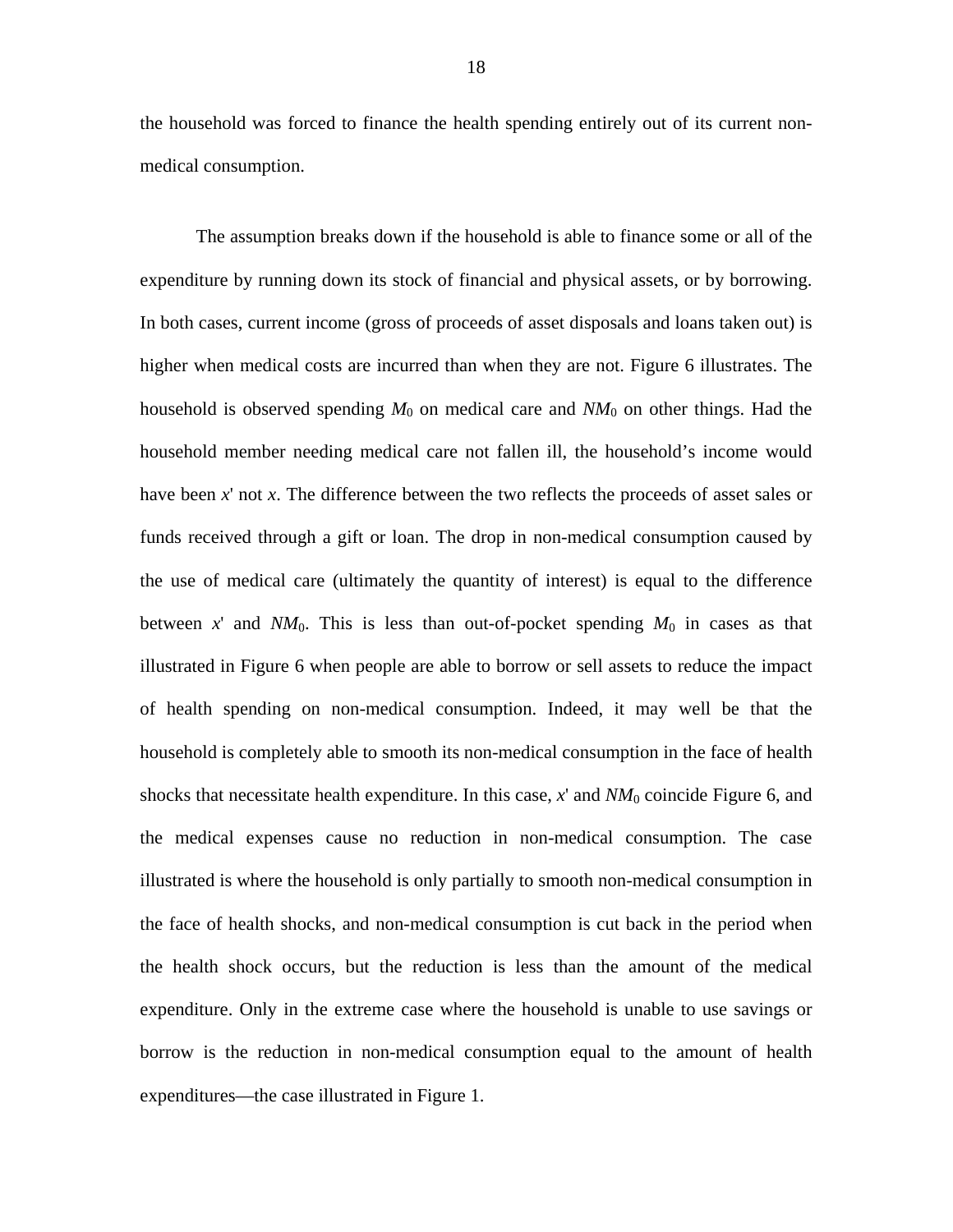the household was forced to finance the health spending entirely out of its current non-medical consumption.

The assumption breaks down if the household is able to finance some or all of the expenditure by running down its stock of financial and physical assets, or by borrowing. In both cases, current income (gross of proceeds of asset disposals and loans taken out) is higher when medical costs are incurred than when they are not. Figure 6 illustrates. The household is observed spending $M_0$ on medical care and $NM_0$ on other things. Had the household member needing medical care not fallen ill, the household's income would have been $x'$ not $x$. The difference between the two reflects the proceeds of asset sales or funds received through a gift or loan. The drop in non-medical consumption caused by the use of medical care (ultimately the quantity of interest) is equal to the difference between $x'$ and $NM_0$. This is less than out-of-pocket spending $M_0$ in cases as that illustrated in Figure 6 when people are able to borrow or sell assets to reduce the impact of health spending on non-medical consumption. Indeed, it may well be that the household is completely able to smooth its non-medical consumption in the face of health shocks that necessitate health expenditure. In this case, $x'$ and $NM_0$ coincide Figure 6, and the medical expenses cause no reduction in non-medical consumption. The case illustrated is where the household is only partially to smooth non-medical consumption in the face of health shocks, and non-medical consumption is cut back in the period when the health shock occurs, but the reduction is less than the amount of the medical expenditure. Only in the extreme case where the household is unable to use savings or borrow is the reduction in non-medical consumption equal to the amount of health expenditures—the case illustrated in Figure 1.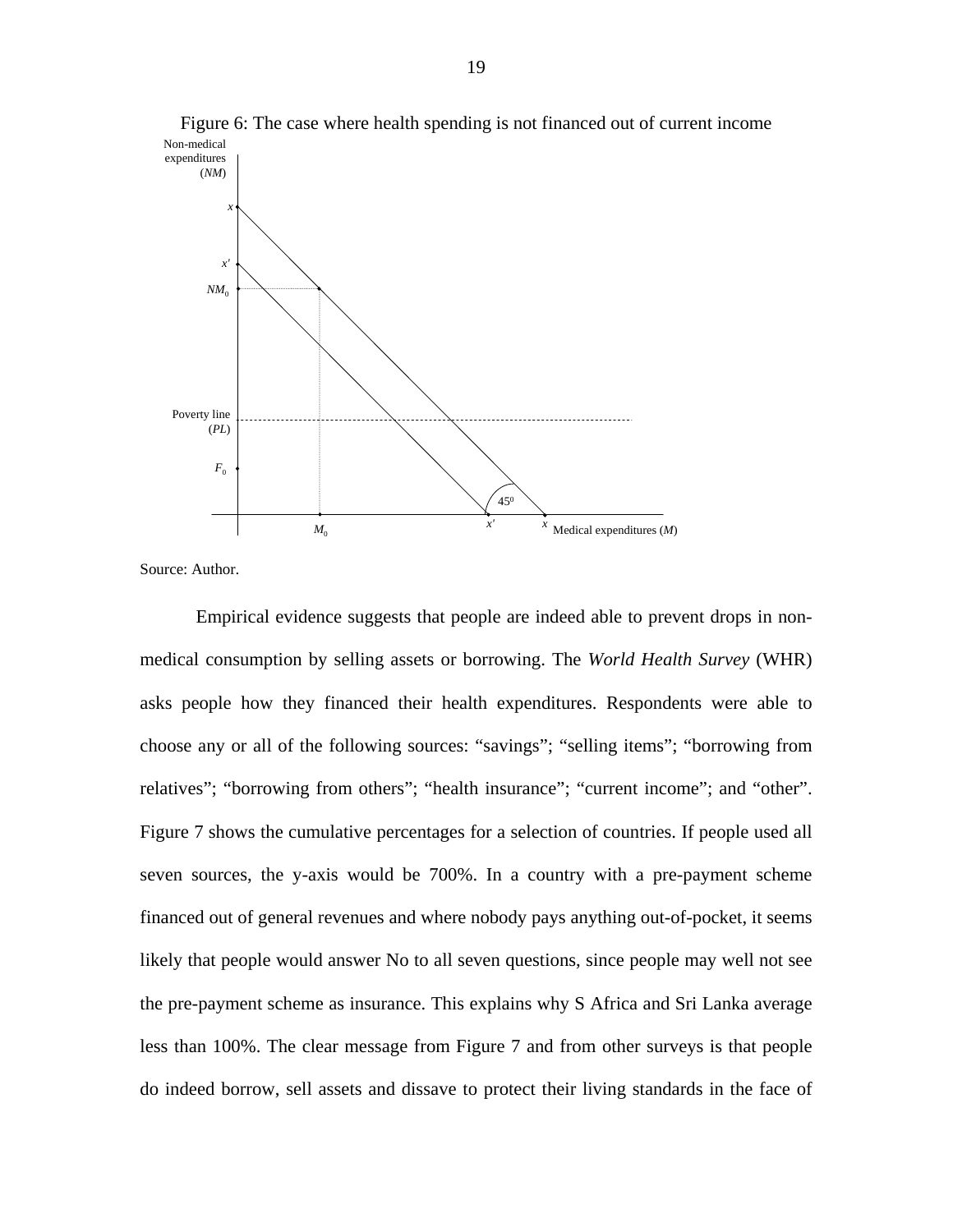Figure 6: The case where health spending is not financed out of current income

Source: Author.

Empirical evidence suggests that people are indeed able to prevent drops in non-medical consumption by selling assets or borrowing. The *World Health Survey* (WHR) asks people how they financed their health expenditures. Respondents were able to choose any or all of the following sources: "savings"; "selling items"; "borrowing from relatives"; "borrowing from others"; "health insurance"; "current income"; and "other". Figure 7 shows the cumulative percentages for a selection of countries. If people used all seven sources, the y-axis would be 700%. In a country with a pre-payment scheme financed out of general revenues and where nobody pays anything out-of-pocket, it seems likely that people would answer No to all seven questions, since people may well not see the pre-payment scheme as insurance. This explains why S Africa and Sri Lanka average less than 100%. The clear message from Figure 7 and from other surveys is that people do indeed borrow, sell assets and dissave to protect their living standards in the face of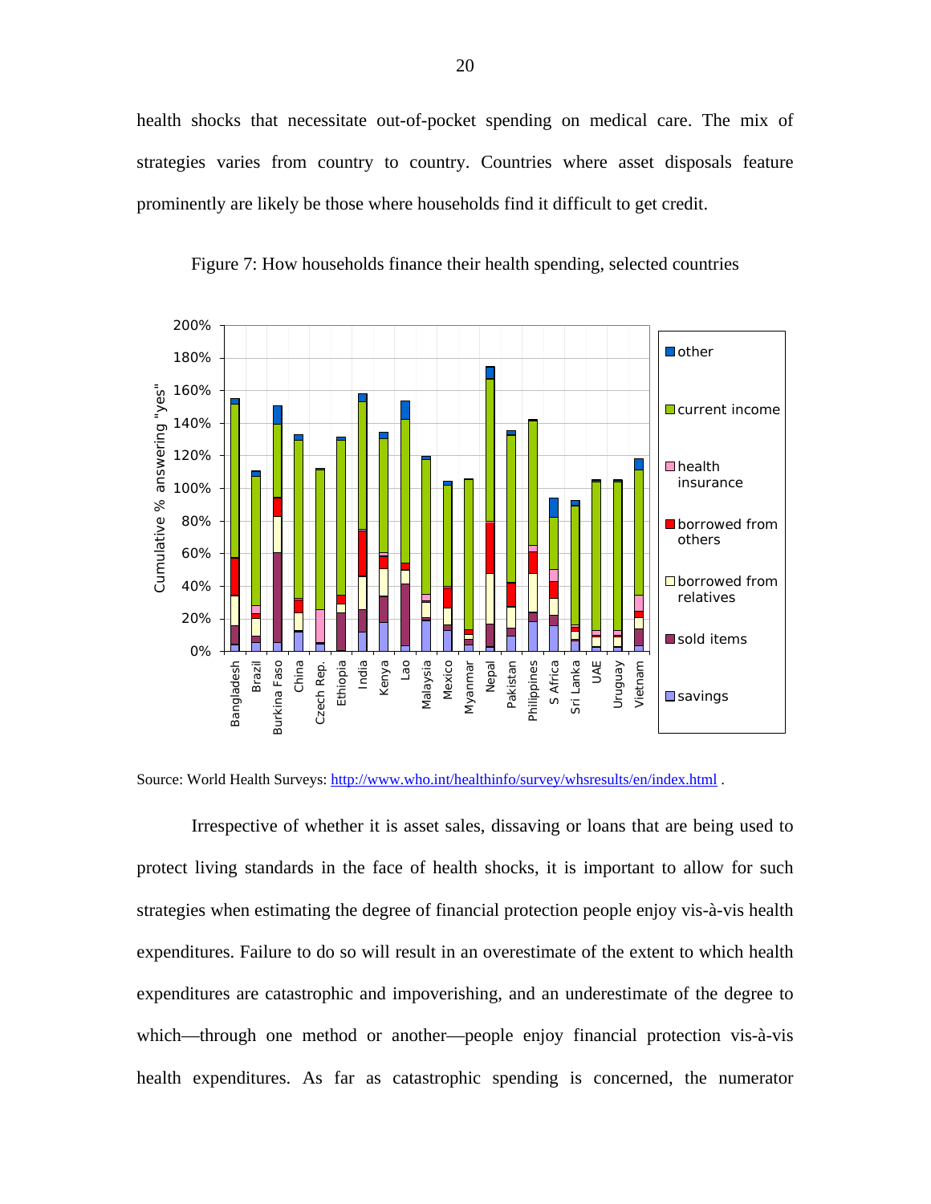health shocks that necessitate out-of-pocket spending on medical care. The mix of strategies varies from country to country. Countries where asset disposals feature prominently are likely be those where households find it difficult to get credit.

Figure 7: How households finance their health spending, selected countries

Source: World Health Surveys: http://www.who.int/healthinfo/survey/whsresults/en/index.html .

Irrespective of whether it is asset sales, dissaving or loans that are being used to protect living standards in the face of health shocks, it is important to allow for such strategies when estimating the degree of financial protection people enjoy vis-à-vis health expenditures. Failure to do so will result in an overestimate of the extent to which health expenditures are catastrophic and impoverishing, and an underestimate of the degree to which—through one method or another—people enjoy financial protection vis-à-vis health expenditures. As far as catastrophic spending is concerned, the numerator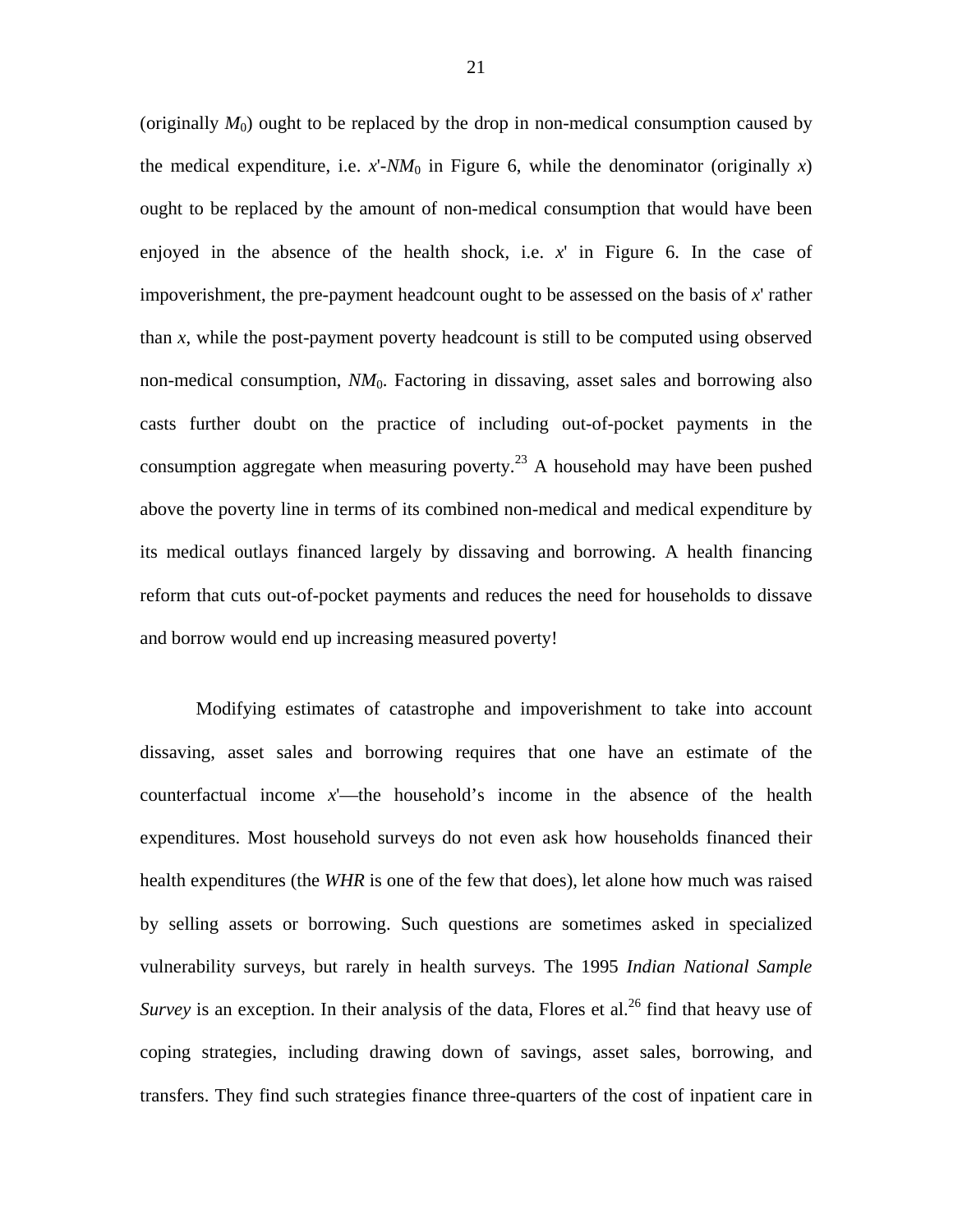(originally $M_0$) ought to be replaced by the drop in non-medical consumption caused by the medical expenditure, i.e. $x'$-$NM_0$ in Figure 6, while the denominator (originally $x$) ought to be replaced by the amount of non-medical consumption that would have been enjoyed in the absence of the health shock, i.e. $x'$ in Figure 6. In the case of impoverishment, the pre-payment headcount ought to be assessed on the basis of $x'$ rather than $x$, while the post-payment poverty headcount is still to be computed using observed non-medical consumption, $NM_0$. Factoring in dissaving, asset sales and borrowing also casts further doubt on the practice of including out-of-pocket payments in the consumption aggregate when measuring poverty.[23] A household may have been pushed above the poverty line in terms of its combined non-medical and medical expenditure by its medical outlays financed largely by dissaving and borrowing. A health financing reform that cuts out-of-pocket payments and reduces the need for households to dissave and borrow would end up increasing measured poverty!

Modifying estimates of catastrophe and impoverishment to take into account dissaving, asset sales and borrowing requires that one have an estimate of the counterfactual income $x'$—the household's income in the absence of the health expenditures. Most household surveys do not even ask how households financed their health expenditures (the *WHR* is one of the few that does), let alone how much was raised by selling assets or borrowing. Such questions are sometimes asked in specialized vulnerability surveys, but rarely in health surveys. The 1995 *Indian National Sample Survey* is an exception. In their analysis of the data, Flores et al.[26] find that heavy use of coping strategies, including drawing down of savings, asset sales, borrowing, and transfers. They find such strategies finance three-quarters of the cost of inpatient care in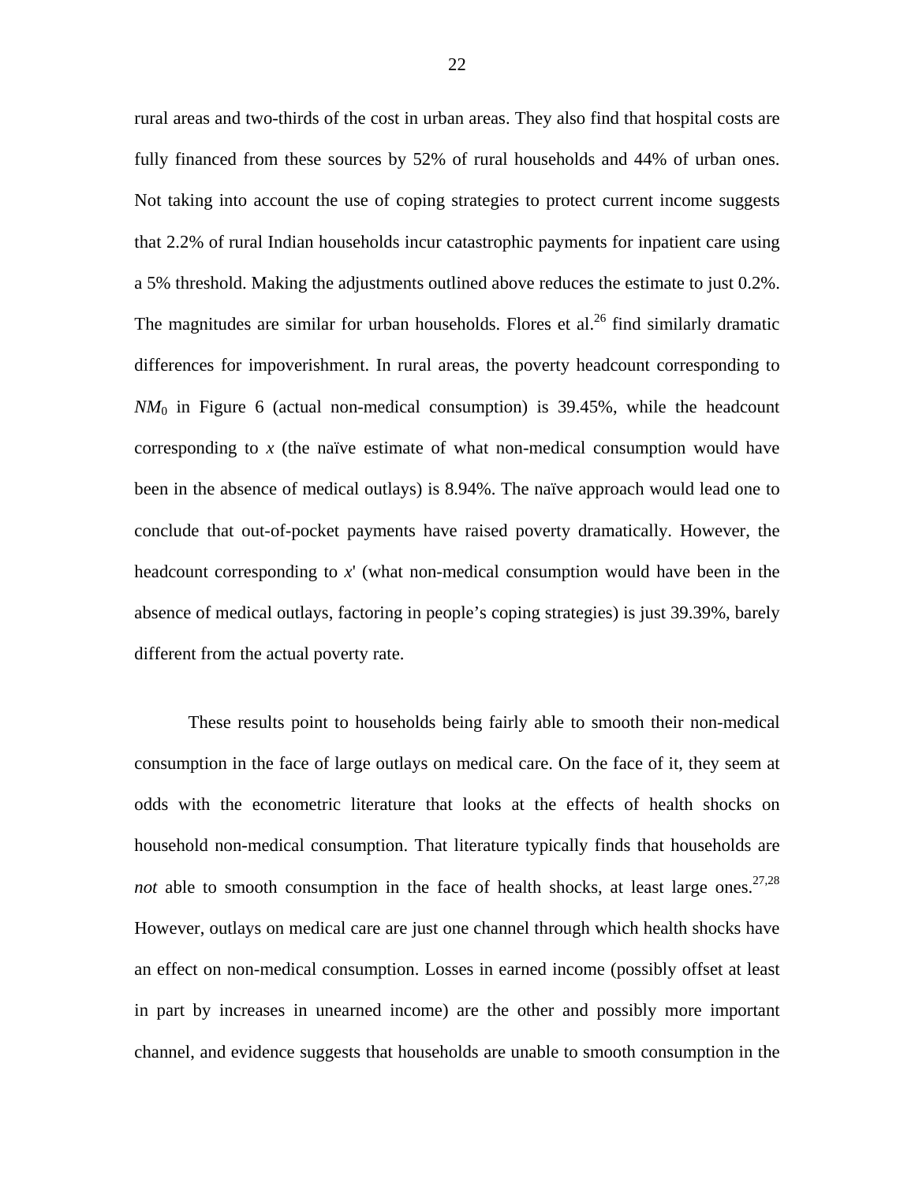rural areas and two-thirds of the cost in urban areas. They also find that hospital costs are fully financed from these sources by 52% of rural households and 44% of urban ones. Not taking into account the use of coping strategies to protect current income suggests that 2.2% of rural Indian households incur catastrophic payments for inpatient care using a 5% threshold. Making the adjustments outlined above reduces the estimate to just 0.2%. The magnitudes are similar for urban households. Flores et al.[26] find similarly dramatic differences for impoverishment. In rural areas, the poverty headcount corresponding to $NM_0$ in Figure 6 (actual non-medical consumption) is 39.45%, while the headcount corresponding to $x$ (the naïve estimate of what non-medical consumption would have been in the absence of medical outlays) is 8.94%. The naïve approach would lead one to conclude that out-of-pocket payments have raised poverty dramatically. However, the headcount corresponding to $x'$ (what non-medical consumption would have been in the absence of medical outlays, factoring in people's coping strategies) is just 39.39%, barely different from the actual poverty rate.

These results point to households being fairly able to smooth their non-medical consumption in the face of large outlays on medical care. On the face of it, they seem at odds with the econometric literature that looks at the effects of health shocks on household non-medical consumption. That literature typically finds that households are *not* able to smooth consumption in the face of health shocks, at least large ones.[27,28] However, outlays on medical care are just one channel through which health shocks have an effect on non-medical consumption. Losses in earned income (possibly offset at least in part by increases in unearned income) are the other and possibly more important channel, and evidence suggests that households are unable to smooth consumption in the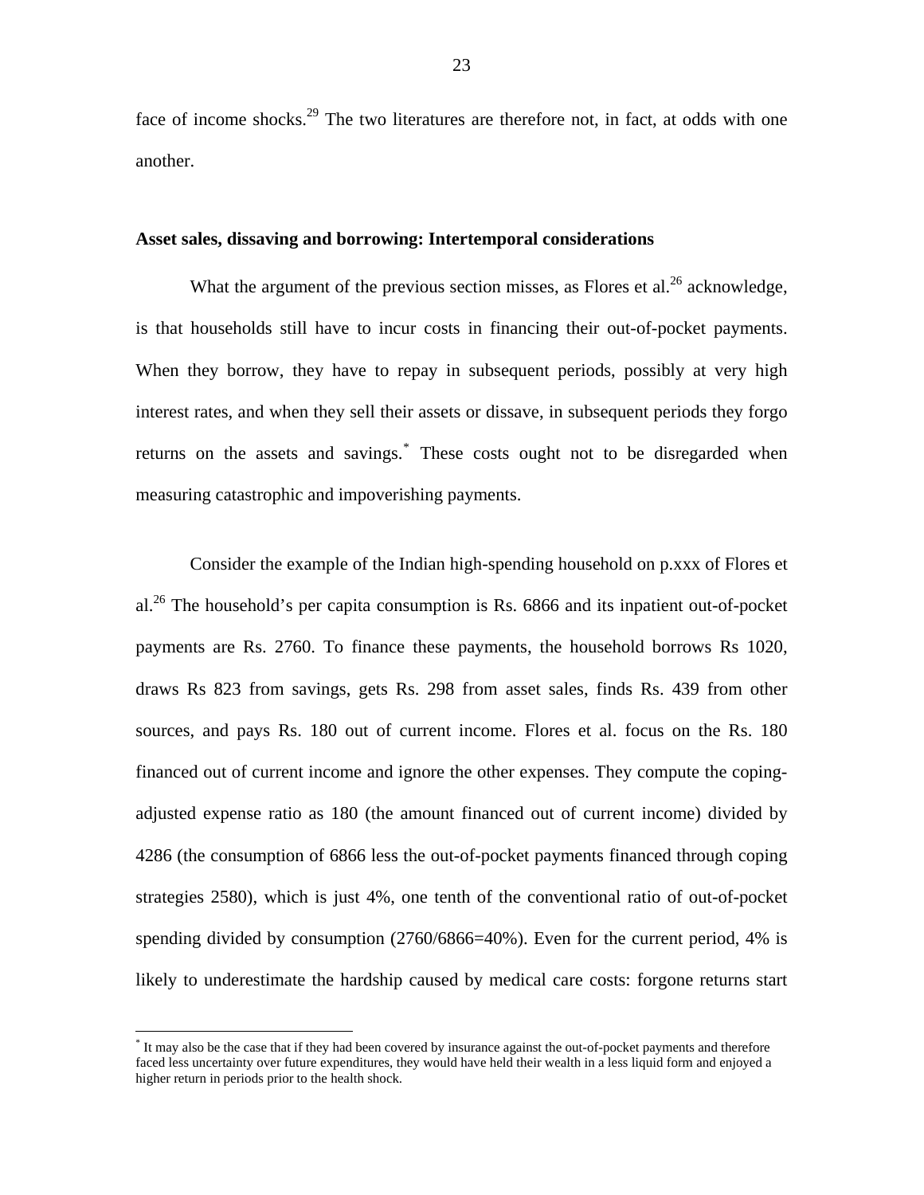face of income shocks.[29] The two literatures are therefore not, in fact, at odds with one another.

**Asset sales, dissaving and borrowing: Intertemporal considerations**

What the argument of the previous section misses, as Flores et al.[26] acknowledge, is that households still have to incur costs in financing their out-of-pocket payments. When they borrow, they have to repay in subsequent periods, possibly at very high interest rates, and when they sell their assets or dissave, in subsequent periods they forgo returns on the assets and savings.[*] These costs ought not to be disregarded when measuring catastrophic and impoverishing payments.

Consider the example of the Indian high-spending household on p.xxx of Flores et al.[26] The household's per capita consumption is Rs. 6866 and its inpatient out-of-pocket payments are Rs. 2760. To finance these payments, the household borrows Rs 1020, draws Rs 823 from savings, gets Rs. 298 from asset sales, finds Rs. 439 from other sources, and pays Rs. 180 out of current income. Flores et al. focus on the Rs. 180 financed out of current income and ignore the other expenses. They compute the coping-adjusted expense ratio as 180 (the amount financed out of current income) divided by 4286 (the consumption of 6866 less the out-of-pocket payments financed through coping strategies 2580), which is just 4%, one tenth of the conventional ratio of out-of-pocket spending divided by consumption (2760/6866=40%). Even for the current period, 4% is likely to underestimate the hardship caused by medical care costs: forgone returns start

[*] It may also be the case that if they had been covered by insurance against the out-of-pocket payments and therefore faced less uncertainty over future expenditures, they would have held their wealth in a less liquid form and enjoyed a higher return in periods prior to the health shock.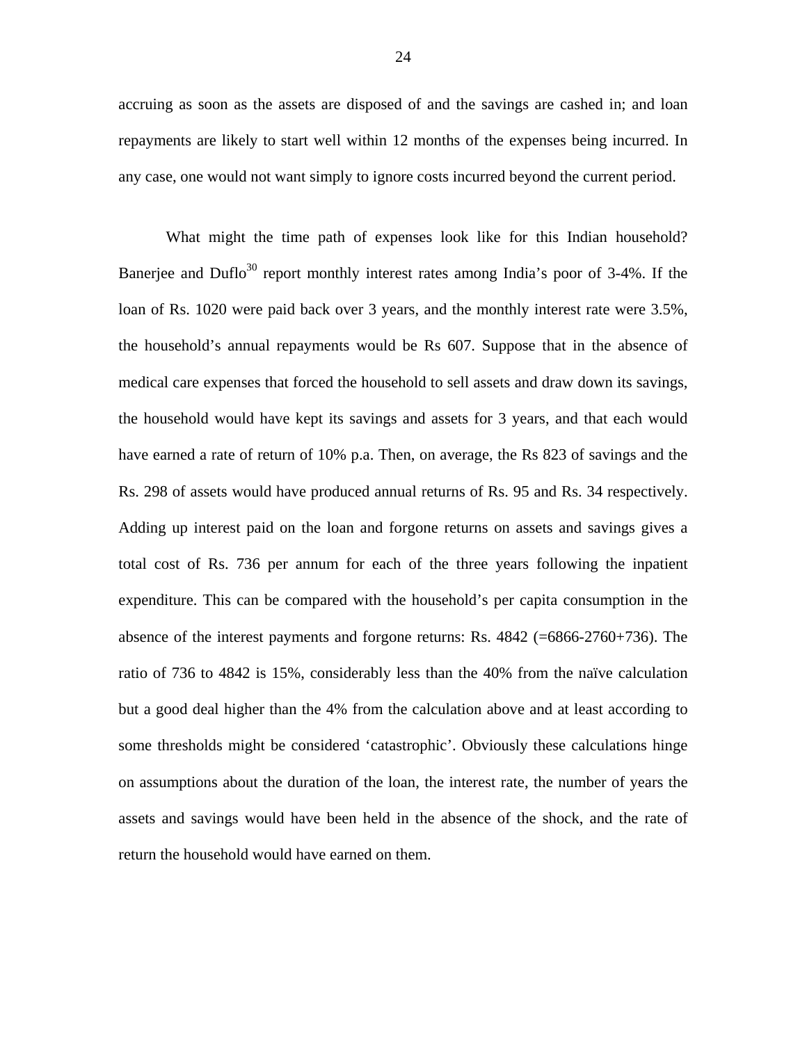accruing as soon as the assets are disposed of and the savings are cashed in; and loan repayments are likely to start well within 12 months of the expenses being incurred. In any case, one would not want simply to ignore costs incurred beyond the current period.

What might the time path of expenses look like for this Indian household? Banerjee and Duflo[30] report monthly interest rates among India's poor of 3-4%. If the loan of Rs. 1020 were paid back over 3 years, and the monthly interest rate were 3.5%, the household's annual repayments would be Rs 607. Suppose that in the absence of medical care expenses that forced the household to sell assets and draw down its savings, the household would have kept its savings and assets for 3 years, and that each would have earned a rate of return of 10% p.a. Then, on average, the Rs 823 of savings and the Rs. 298 of assets would have produced annual returns of Rs. 95 and Rs. 34 respectively. Adding up interest paid on the loan and forgone returns on assets and savings gives a total cost of Rs. 736 per annum for each of the three years following the inpatient expenditure. This can be compared with the household's per capita consumption in the absence of the interest payments and forgone returns: Rs. 4842 (=6866-2760+736). The ratio of 736 to 4842 is 15%, considerably less than the 40% from the naïve calculation but a good deal higher than the 4% from the calculation above and at least according to some thresholds might be considered 'catastrophic'. Obviously these calculations hinge on assumptions about the duration of the loan, the interest rate, the number of years the assets and savings would have been held in the absence of the shock, and the rate of return the household would have earned on them.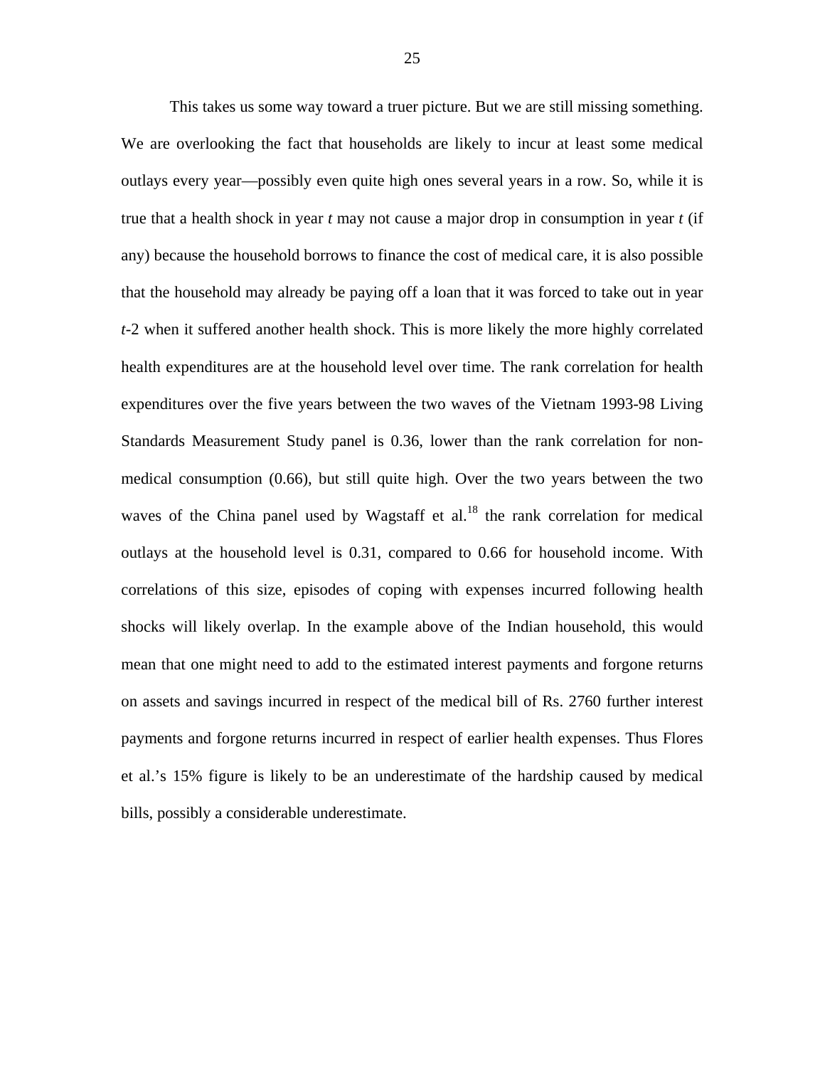This takes us some way toward a truer picture. But we are still missing something. We are overlooking the fact that households are likely to incur at least some medical outlays every year—possibly even quite high ones several years in a row. So, while it is true that a health shock in year *t* may not cause a major drop in consumption in year *t* (if any) because the household borrows to finance the cost of medical care, it is also possible that the household may already be paying off a loan that it was forced to take out in year *t*-2 when it suffered another health shock. This is more likely the more highly correlated health expenditures are at the household level over time. The rank correlation for health expenditures over the five years between the two waves of the Vietnam 1993-98 Living Standards Measurement Study panel is 0.36, lower than the rank correlation for non-medical consumption (0.66), but still quite high. Over the two years between the two waves of the China panel used by Wagstaff et al.[18] the rank correlation for medical outlays at the household level is 0.31, compared to 0.66 for household income. With correlations of this size, episodes of coping with expenses incurred following health shocks will likely overlap. In the example above of the Indian household, this would mean that one might need to add to the estimated interest payments and forgone returns on assets and savings incurred in respect of the medical bill of Rs. 2760 further interest payments and forgone returns incurred in respect of earlier health expenses. Thus Flores et al.'s 15% figure is likely to be an underestimate of the hardship caused by medical bills, possibly a considerable underestimate.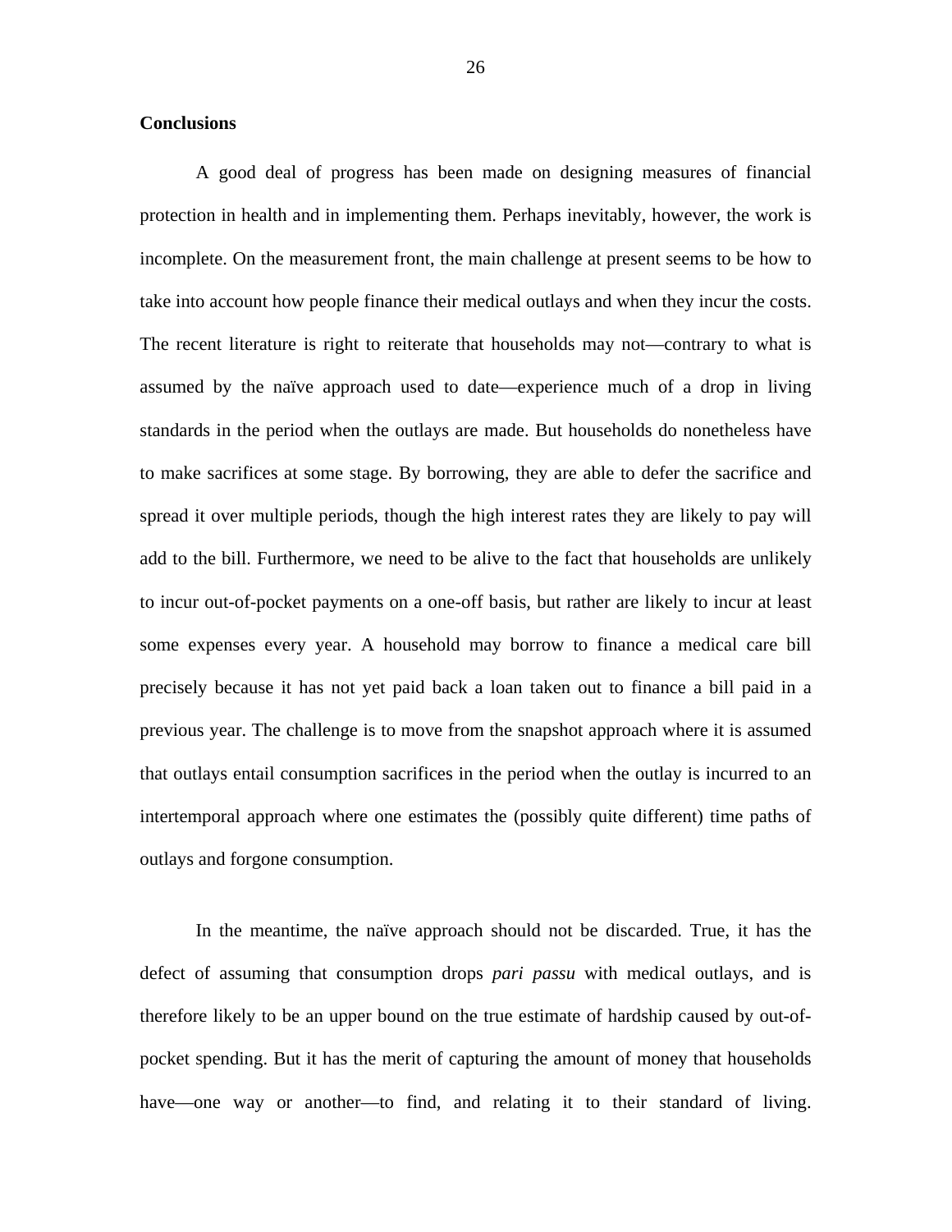## Conclusions

A good deal of progress has been made on designing measures of financial protection in health and in implementing them. Perhaps inevitably, however, the work is incomplete. On the measurement front, the main challenge at present seems to be how to take into account how people finance their medical outlays and when they incur the costs. The recent literature is right to reiterate that households may not—contrary to what is assumed by the naïve approach used to date—experience much of a drop in living standards in the period when the outlays are made. But households do nonetheless have to make sacrifices at some stage. By borrowing, they are able to defer the sacrifice and spread it over multiple periods, though the high interest rates they are likely to pay will add to the bill. Furthermore, we need to be alive to the fact that households are unlikely to incur out-of-pocket payments on a one-off basis, but rather are likely to incur at least some expenses every year. A household may borrow to finance a medical care bill precisely because it has not yet paid back a loan taken out to finance a bill paid in a previous year. The challenge is to move from the snapshot approach where it is assumed that outlays entail consumption sacrifices in the period when the outlay is incurred to an intertemporal approach where one estimates the (possibly quite different) time paths of outlays and forgone consumption.

In the meantime, the naïve approach should not be discarded. True, it has the defect of assuming that consumption drops *pari passu* with medical outlays, and is therefore likely to be an upper bound on the true estimate of hardship caused by out-of-pocket spending. But it has the merit of capturing the amount of money that households have—one way or another—to find, and relating it to their standard of living.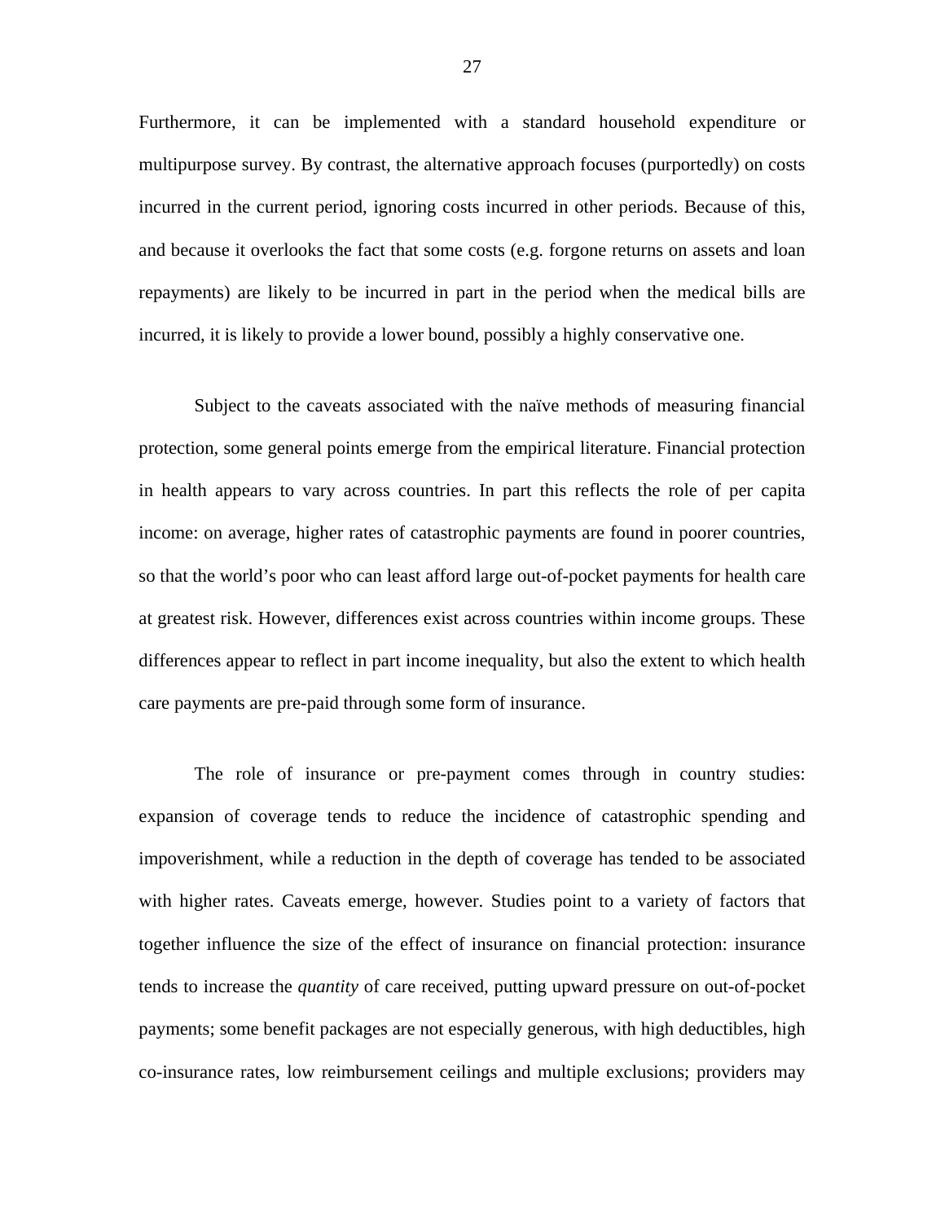Furthermore, it can be implemented with a standard household expenditure or multipurpose survey. By contrast, the alternative approach focuses (purportedly) on costs incurred in the current period, ignoring costs incurred in other periods. Because of this, and because it overlooks the fact that some costs (e.g. forgone returns on assets and loan repayments) are likely to be incurred in part in the period when the medical bills are incurred, it is likely to provide a lower bound, possibly a highly conservative one.

Subject to the caveats associated with the naïve methods of measuring financial protection, some general points emerge from the empirical literature. Financial protection in health appears to vary across countries. In part this reflects the role of per capita income: on average, higher rates of catastrophic payments are found in poorer countries, so that the world's poor who can least afford large out-of-pocket payments for health care at greatest risk. However, differences exist across countries within income groups. These differences appear to reflect in part income inequality, but also the extent to which health care payments are pre-paid through some form of insurance.

The role of insurance or pre-payment comes through in country studies: expansion of coverage tends to reduce the incidence of catastrophic spending and impoverishment, while a reduction in the depth of coverage has tended to be associated with higher rates. Caveats emerge, however. Studies point to a variety of factors that together influence the size of the effect of insurance on financial protection: insurance tends to increase the *quantity* of care received, putting upward pressure on out-of-pocket payments; some benefit packages are not especially generous, with high deductibles, high co-insurance rates, low reimbursement ceilings and multiple exclusions; providers may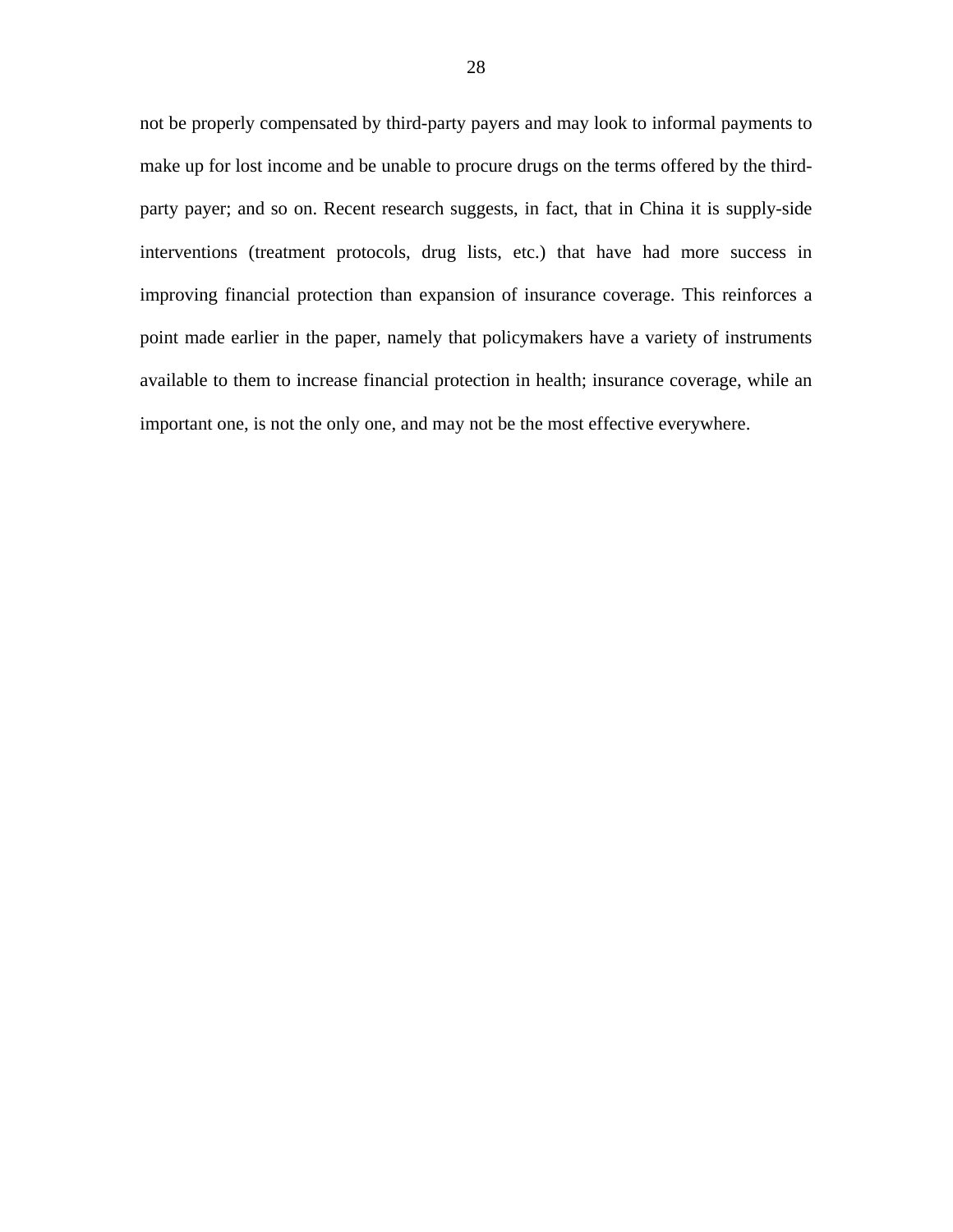not be properly compensated by third-party payers and may look to informal payments to make up for lost income and be unable to procure drugs on the terms offered by the third-party payer; and so on. Recent research suggests, in fact, that in China it is supply-side interventions (treatment protocols, drug lists, etc.) that have had more success in improving financial protection than expansion of insurance coverage. This reinforces a point made earlier in the paper, namely that policymakers have a variety of instruments available to them to increase financial protection in health; insurance coverage, while an important one, is not the only one, and may not be the most effective everywhere.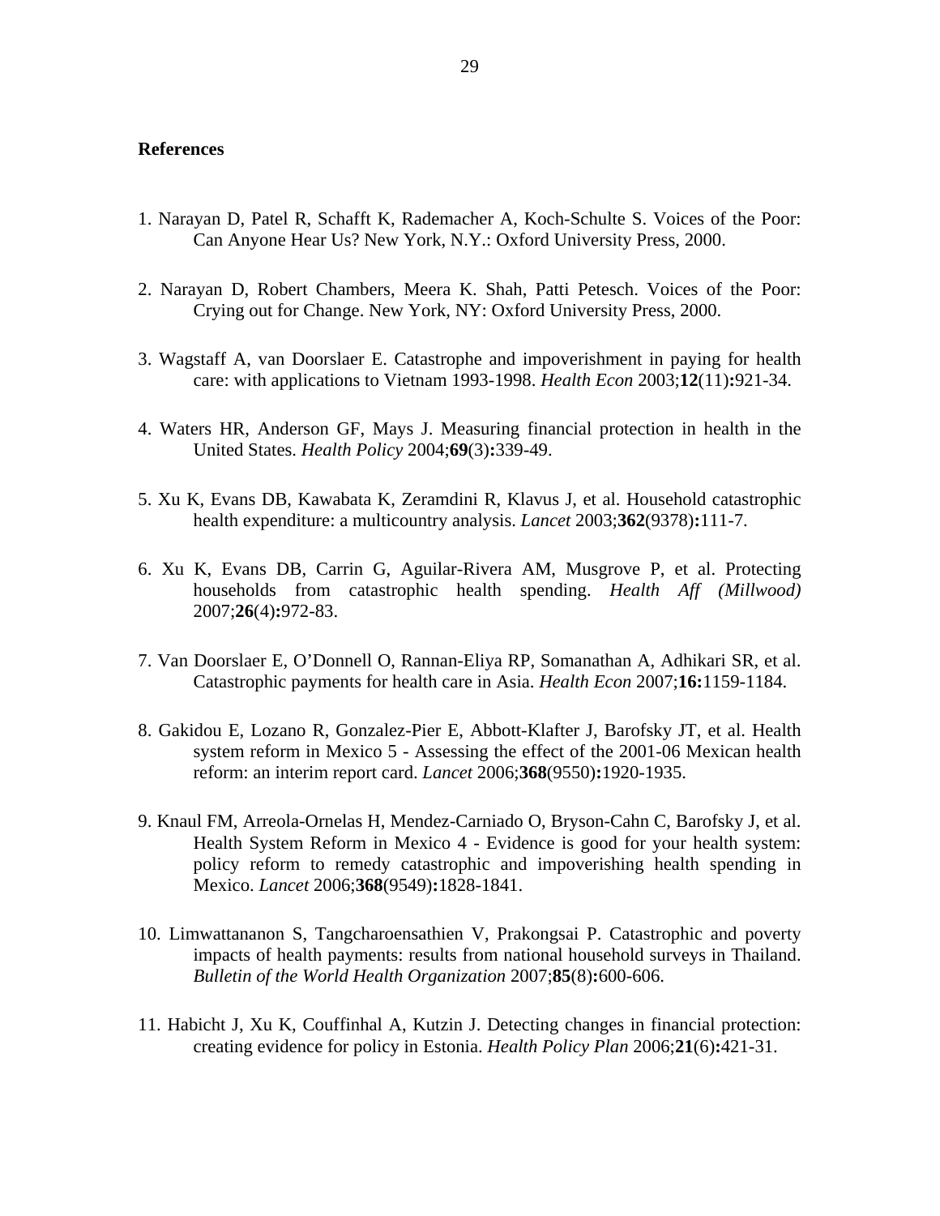## References

1. Narayan D, Patel R, Schafft K, Rademacher A, Koch-Schulte S. Voices of the Poor: Can Anyone Hear Us? New York, N.Y.: Oxford University Press, 2000.

2. Narayan D, Robert Chambers, Meera K. Shah, Patti Petesch. Voices of the Poor: Crying out for Change. New York, NY: Oxford University Press, 2000.

3. Wagstaff A, van Doorslaer E. Catastrophe and impoverishment in paying for health care: with applications to Vietnam 1993-1998. *Health Econ* 2003;**12**(11)**:**921-34.

4. Waters HR, Anderson GF, Mays J. Measuring financial protection in health in the United States. *Health Policy* 2004;**69**(3)**:**339-49.

5. Xu K, Evans DB, Kawabata K, Zeramdini R, Klavus J, et al. Household catastrophic health expenditure: a multicountry analysis. *Lancet* 2003;**362**(9378)**:**111-7.

6. Xu K, Evans DB, Carrin G, Aguilar-Rivera AM, Musgrove P, et al. Protecting households from catastrophic health spending. *Health Aff (Millwood)* 2007;**26**(4)**:**972-83.

7. Van Doorslaer E, O'Donnell O, Rannan-Eliya RP, Somanathan A, Adhikari SR, et al. Catastrophic payments for health care in Asia. *Health Econ* 2007;**16:**1159-1184.

8. Gakidou E, Lozano R, Gonzalez-Pier E, Abbott-Klafter J, Barofsky JT, et al. Health system reform in Mexico 5 - Assessing the effect of the 2001-06 Mexican health reform: an interim report card. *Lancet* 2006;**368**(9550)**:**1920-1935.

9. Knaul FM, Arreola-Ornelas H, Mendez-Carniado O, Bryson-Cahn C, Barofsky J, et al. Health System Reform in Mexico 4 - Evidence is good for your health system: policy reform to remedy catastrophic and impoverishing health spending in Mexico. *Lancet* 2006;**368**(9549)**:**1828-1841.

10. Limwattananon S, Tangcharoensathien V, Prakongsai P. Catastrophic and poverty impacts of health payments: results from national household surveys in Thailand. *Bulletin of the World Health Organization* 2007;**85**(8)**:**600-606.

11. Habicht J, Xu K, Couffinhal A, Kutzin J. Detecting changes in financial protection: creating evidence for policy in Estonia. *Health Policy Plan* 2006;**21**(6)**:**421-31.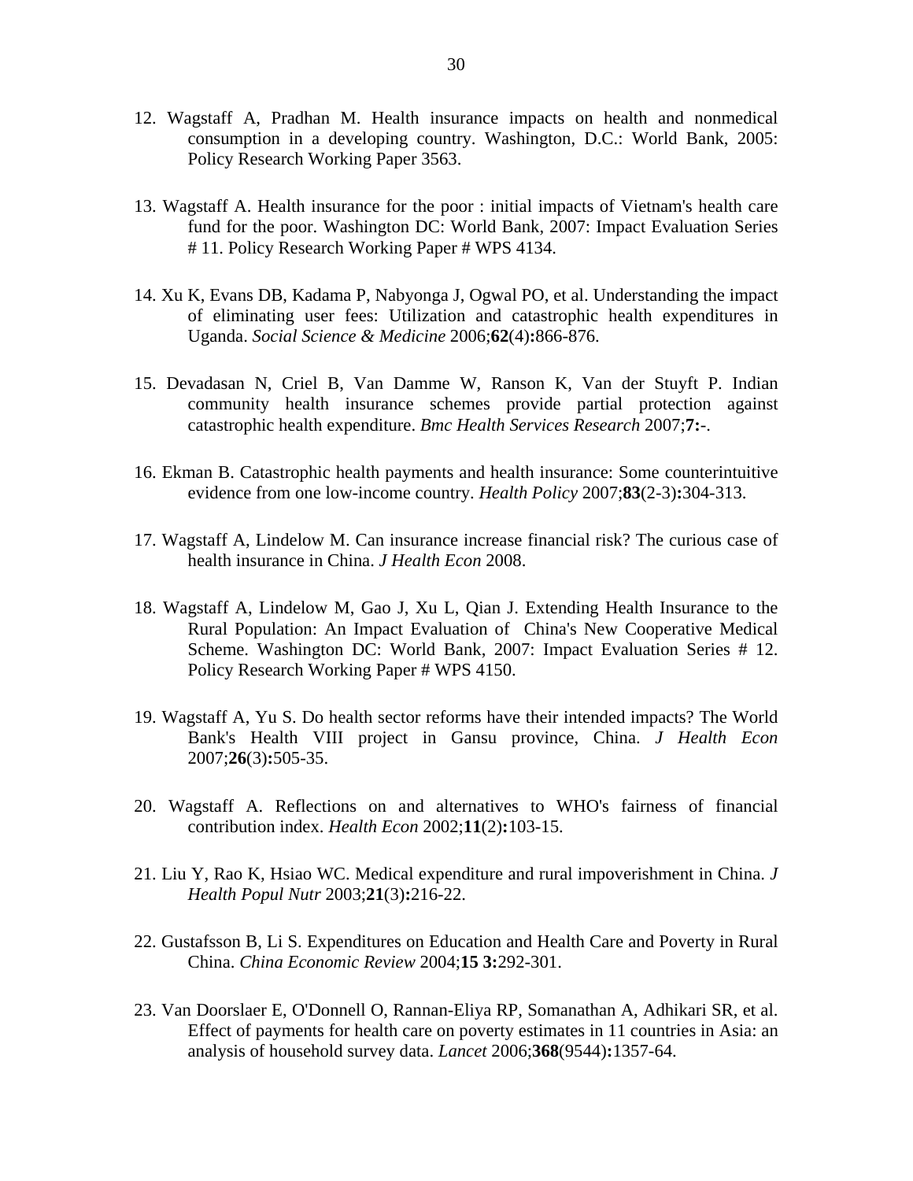12. Wagstaff A, Pradhan M. Health insurance impacts on health and nonmedical consumption in a developing country. Washington, D.C.: World Bank, 2005: Policy Research Working Paper 3563.

13. Wagstaff A. Health insurance for the poor : initial impacts of Vietnam's health care fund for the poor. Washington DC: World Bank, 2007: Impact Evaluation Series # 11. Policy Research Working Paper # WPS 4134.

14. Xu K, Evans DB, Kadama P, Nabyonga J, Ogwal PO, et al. Understanding the impact of eliminating user fees: Utilization and catastrophic health expenditures in Uganda. *Social Science & Medicine* 2006;**62**(4)**:**866-876.

15. Devadasan N, Criel B, Van Damme W, Ranson K, Van der Stuyft P. Indian community health insurance schemes provide partial protection against catastrophic health expenditure. *Bmc Health Services Research* 2007;**7:**-.

16. Ekman B. Catastrophic health payments and health insurance: Some counterintuitive evidence from one low-income country. *Health Policy* 2007;**83**(2-3)**:**304-313.

17. Wagstaff A, Lindelow M. Can insurance increase financial risk? The curious case of health insurance in China. *J Health Econ* 2008.

18. Wagstaff A, Lindelow M, Gao J, Xu L, Qian J. Extending Health Insurance to the Rural Population: An Impact Evaluation of China's New Cooperative Medical Scheme. Washington DC: World Bank, 2007: Impact Evaluation Series # 12. Policy Research Working Paper # WPS 4150.

19. Wagstaff A, Yu S. Do health sector reforms have their intended impacts? The World Bank's Health VIII project in Gansu province, China. *J Health Econ* 2007;**26**(3)**:**505-35.

20. Wagstaff A. Reflections on and alternatives to WHO's fairness of financial contribution index. *Health Econ* 2002;**11**(2)**:**103-15.

21. Liu Y, Rao K, Hsiao WC. Medical expenditure and rural impoverishment in China. *J Health Popul Nutr* 2003;**21**(3)**:**216-22.

22. Gustafsson B, Li S. Expenditures on Education and Health Care and Poverty in Rural China. *China Economic Review* 2004;**15 3:**292-301.

23. Van Doorslaer E, O'Donnell O, Rannan-Eliya RP, Somanathan A, Adhikari SR, et al. Effect of payments for health care on poverty estimates in 11 countries in Asia: an analysis of household survey data. *Lancet* 2006;**368**(9544)**:**1357-64.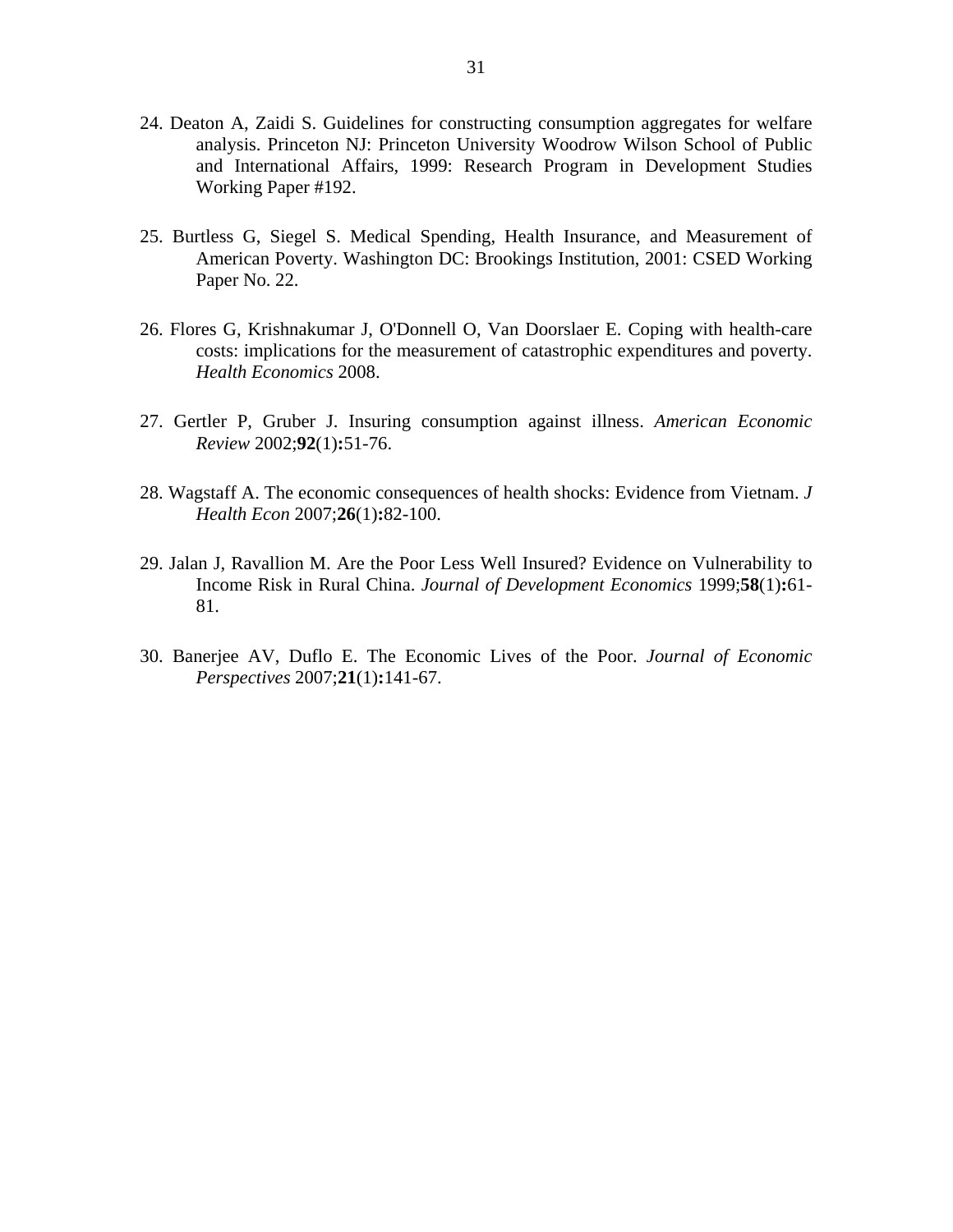24. Deaton A, Zaidi S. Guidelines for constructing consumption aggregates for welfare analysis. Princeton NJ: Princeton University Woodrow Wilson School of Public and International Affairs, 1999: Research Program in Development Studies Working Paper #192.

25. Burtless G, Siegel S. Medical Spending, Health Insurance, and Measurement of American Poverty. Washington DC: Brookings Institution, 2001: CSED Working Paper No. 22.

26. Flores G, Krishnakumar J, O'Donnell O, Van Doorslaer E. Coping with health-care costs: implications for the measurement of catastrophic expenditures and poverty. *Health Economics* 2008.

27. Gertler P, Gruber J. Insuring consumption against illness. *American Economic Review* 2002;**92**(1)**:**51-76.

28. Wagstaff A. The economic consequences of health shocks: Evidence from Vietnam. *J Health Econ* 2007;**26**(1)**:**82-100.

29. Jalan J, Ravallion M. Are the Poor Less Well Insured? Evidence on Vulnerability to Income Risk in Rural China. *Journal of Development Economics* 1999;**58**(1)**:**61-81.

30. Banerjee AV, Duflo E. The Economic Lives of the Poor. *Journal of Economic Perspectives* 2007;**21**(1)**:**141-67.